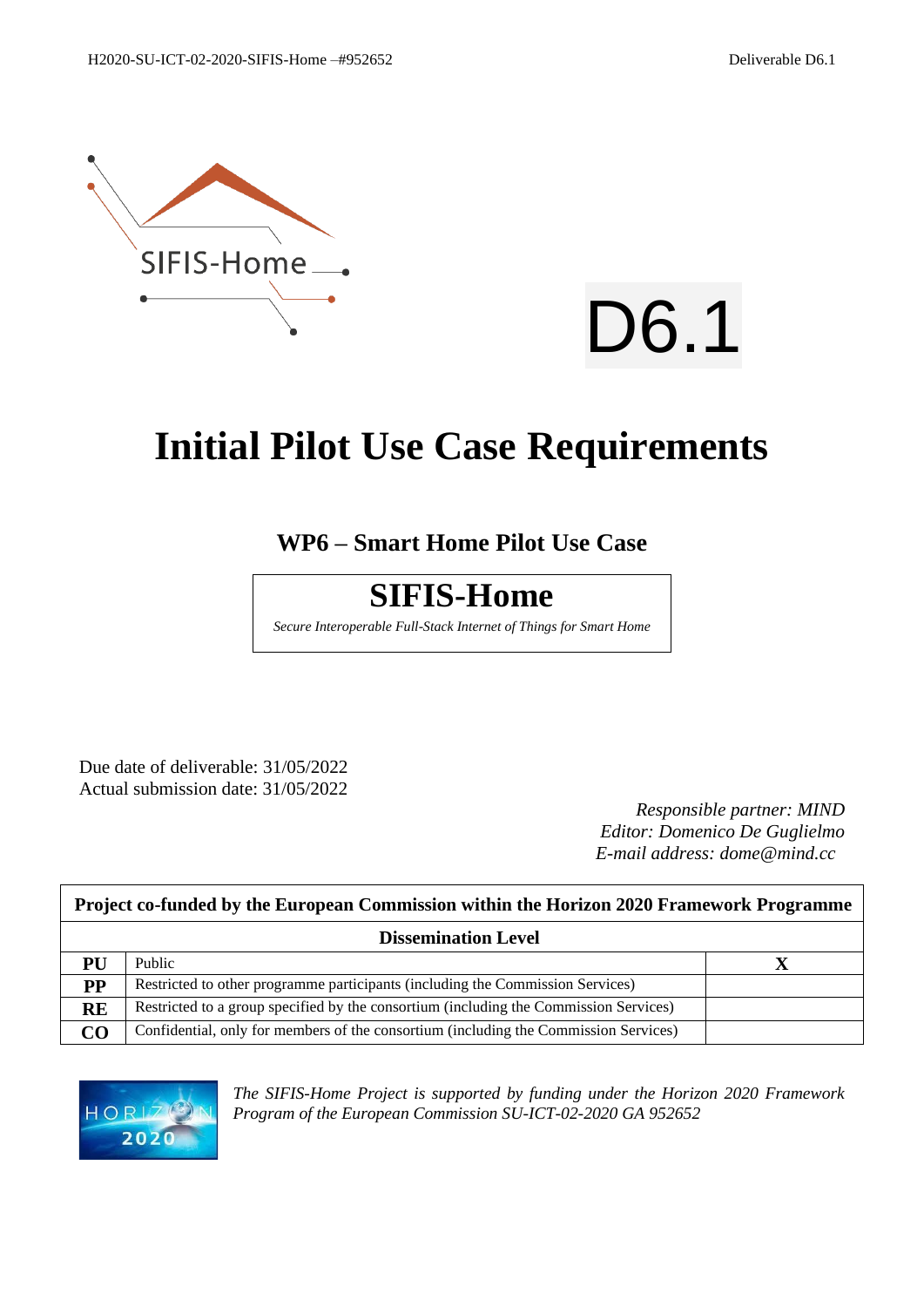# D6.1

# Initial Pilot Use Case Requirements

## WP6 – Smart Home Pilot Use Case

## SIFIS-Home

*Secure Interoperable Full-Stack Internet of Things for Smart Home*

Due date of deliverable: 31/05/2022
Actual submission date: 31/05/2022

*Responsible partner: MIND*
*Editor: Domenico De Guglielmo*
*E-mail address: dome@mind.cc*

| Project co-funded by the European Commission within the Horizon 2020 Framework Programme | | |
|---|---|---|
| **Dissemination Level** | | |
| **PU** | Public | **X** |
| **PP** | Restricted to other programme participants (including the Commission Services) | |
| **RE** | Restricted to a group specified by the consortium (including the Commission Services) | |
| **CO** | Confidential, only for members of the consortium (including the Commission Services) | |

*The SIFIS-Home Project is supported by funding under the Horizon 2020 Framework Program of the European Commission SU-ICT-02-2020 GA 952652*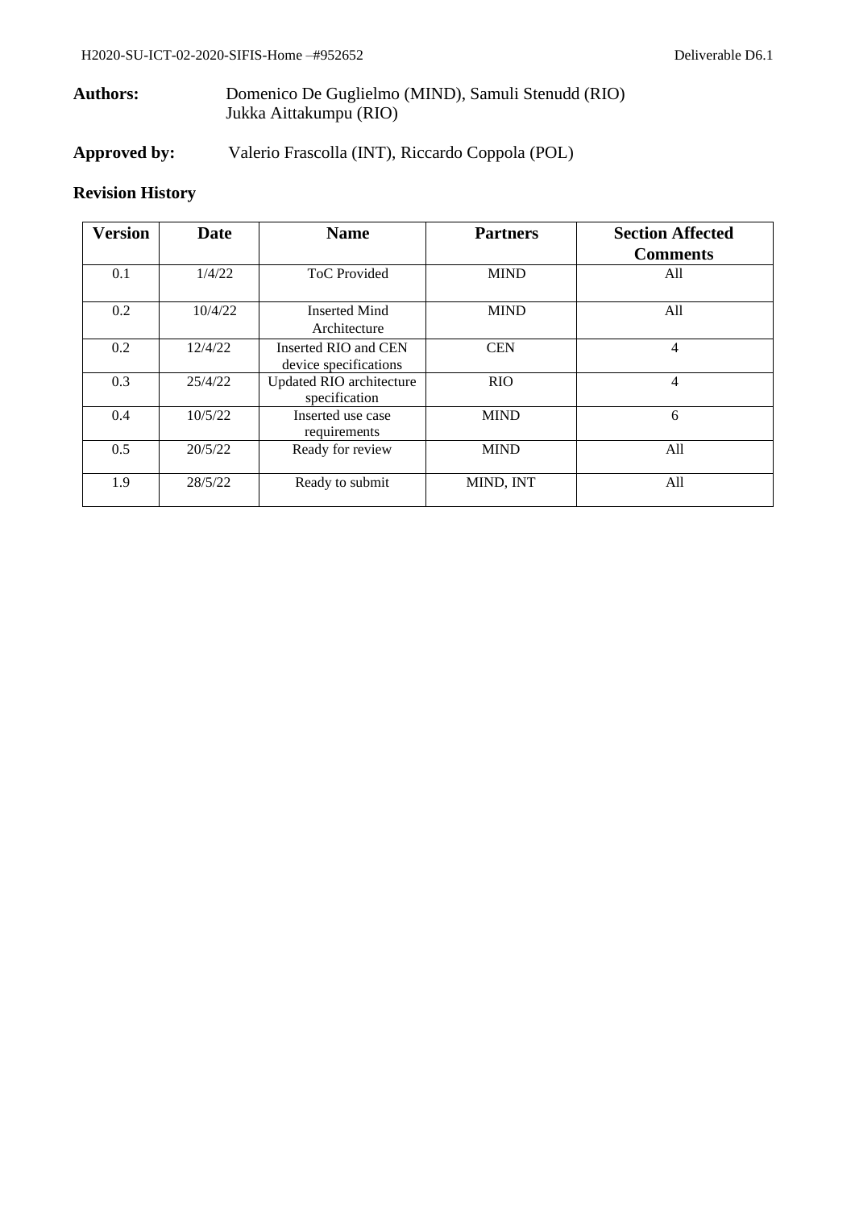**Authors:** Domenico De Guglielmo (MIND), Samuli Stenudd (RIO) Jukka Aittakumpu (RIO)

**Approved by:** Valerio Frascolla (INT), Riccardo Coppola (POL)

## Revision History

| Version | Date | Name | Partners | Section Affected Comments |
|---|---|---|---|---|
| 0.1 | 1/4/22 | ToC Provided | MIND | All |
| 0.2 | 10/4/22 | Inserted Mind Architecture | MIND | All |
| 0.2 | 12/4/22 | Inserted RIO and CEN device specifications | CEN | 4 |
| 0.3 | 25/4/22 | Updated RIO architecture specification | RIO | 4 |
| 0.4 | 10/5/22 | Inserted use case requirements | MIND | 6 |
| 0.5 | 20/5/22 | Ready for review | MIND | All |
| 1.9 | 28/5/22 | Ready to submit | MIND, INT | All |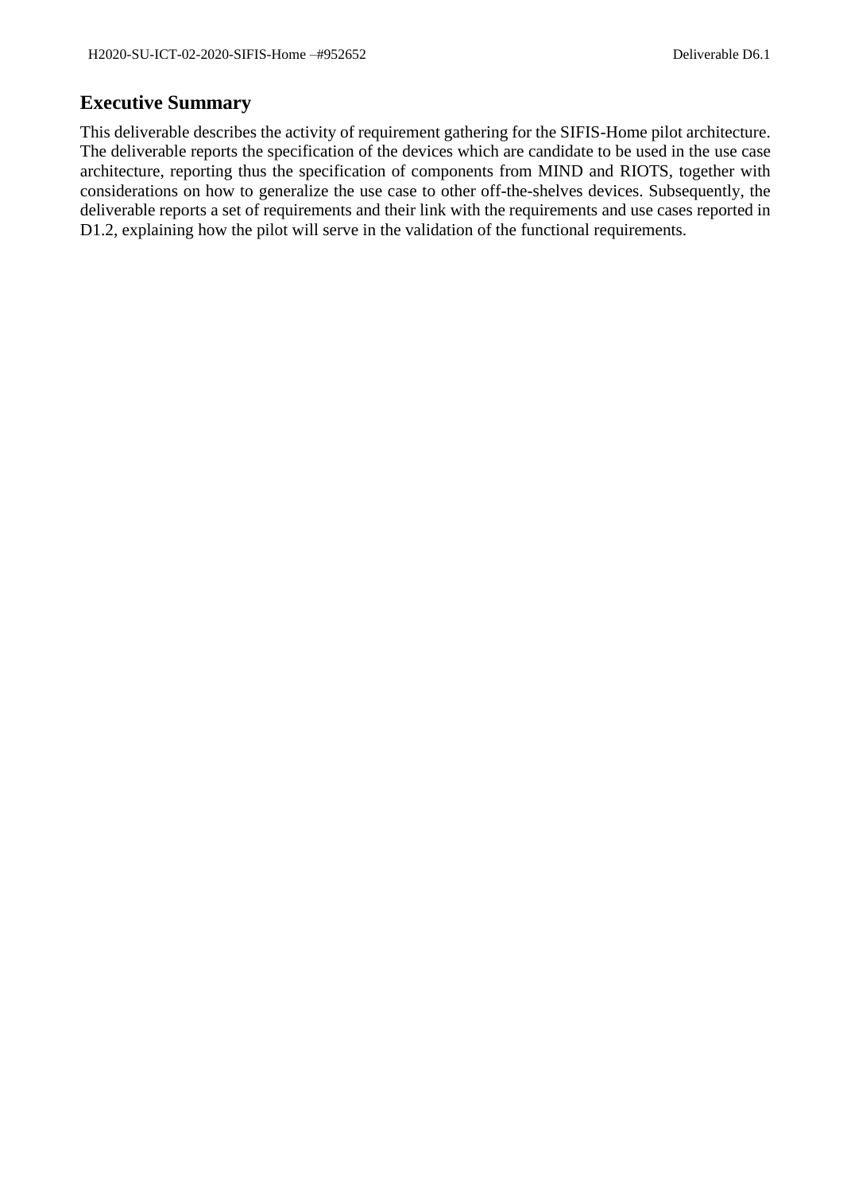# Executive Summary

This deliverable describes the activity of requirement gathering for the SIFIS-Home pilot architecture. The deliverable reports the specification of the devices which are candidate to be used in the use case architecture, reporting thus the specification of components from MIND and RIOTS, together with considerations on how to generalize the use case to other off-the-shelves devices. Subsequently, the deliverable reports a set of requirements and their link with the requirements and use cases reported in D1.2, explaining how the pilot will serve in the validation of the functional requirements.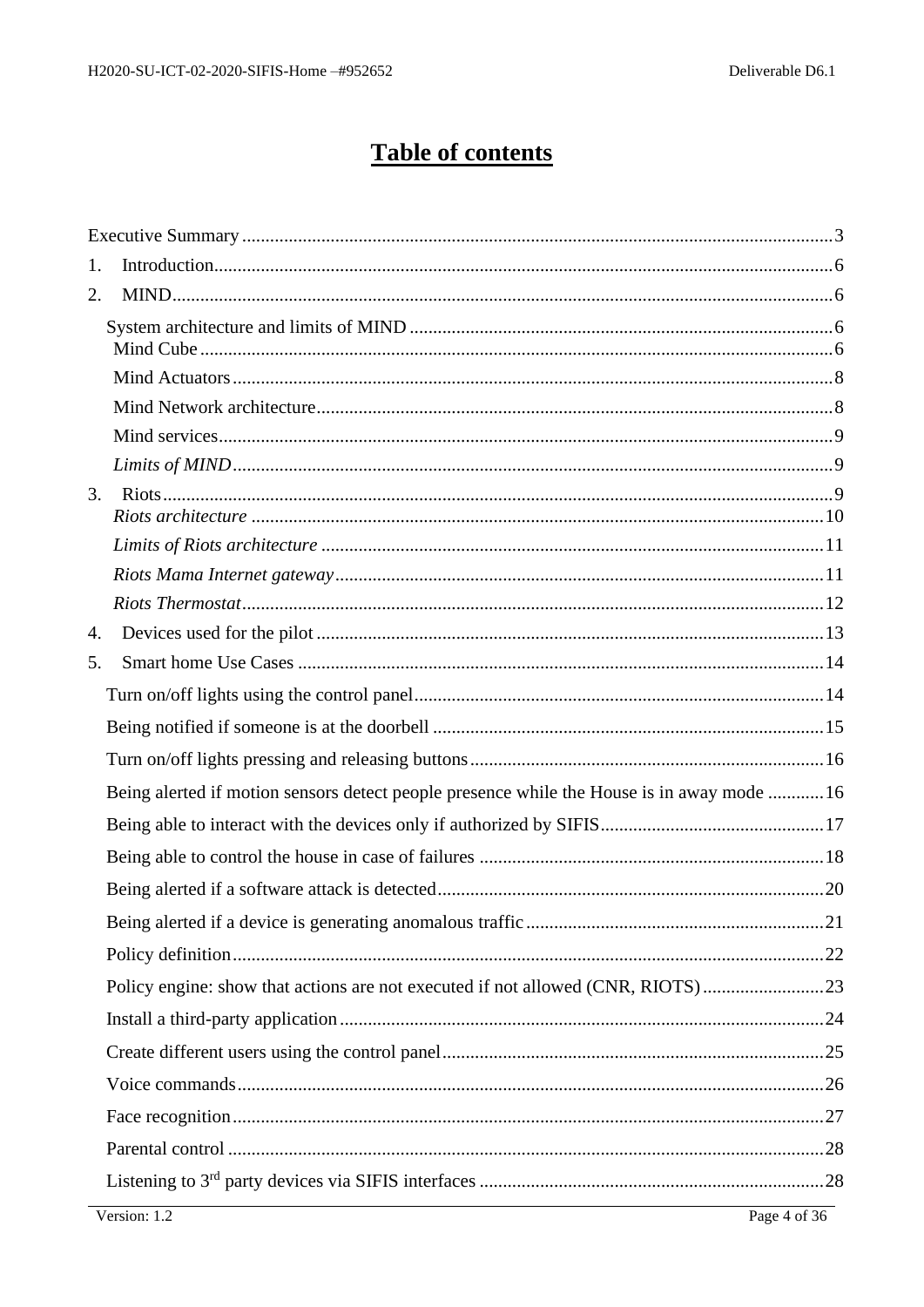# Table of contents

Executive Summary .......... 3

1. Introduction .......... 6
2. MIND .......... 6
   - System architecture and limits of MIND .......... 6
     - Mind Cube .......... 6
     - Mind Actuators .......... 8
     - Mind Network architecture .......... 8
     - Mind services .......... 9
     - *Limits of MIND* .......... 9
3. Riots .......... 9
   - *Riots architecture* .......... 10
   - *Limits of Riots architecture* .......... 11
   - *Riots Mama Internet gateway* .......... 11
   - *Riots Thermostat* .......... 12
4. Devices used for the pilot .......... 13
5. Smart home Use Cases .......... 14
   - Turn on/off lights using the control panel .......... 14
   - Being notified if someone is at the doorbell .......... 15
   - Turn on/off lights pressing and releasing buttons .......... 16
   - Being alerted if motion sensors detect people presence while the House is in away mode .......... 16
   - Being able to interact with the devices only if authorized by SIFIS .......... 17
   - Being able to control the house in case of failures .......... 18
   - Being alerted if a software attack is detected .......... 20
   - Being alerted if a device is generating anomalous traffic .......... 21
   - Policy definition .......... 22
   - Policy engine: show that actions are not executed if not allowed (CNR, RIOTS) .......... 23
   - Install a third-party application .......... 24
   - Create different users using the control panel .......... 25
   - Voice commands .......... 26
   - Face recognition .......... 27
   - Parental control .......... 28
   - Listening to 3rd party devices via SIFIS interfaces .......... 28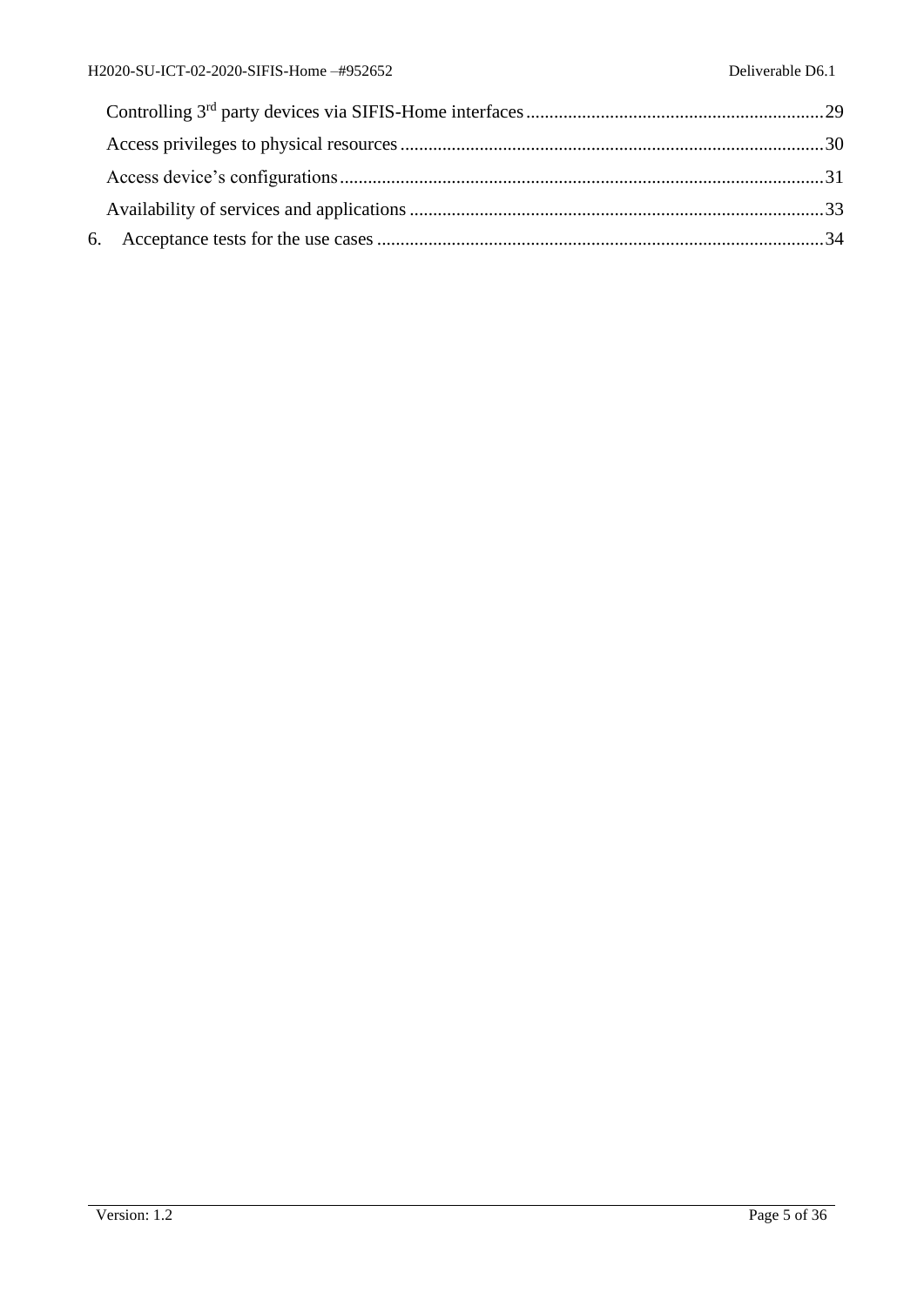Controlling 3rd party devices via SIFIS-Home interfaces ............................................................... 29

Access privileges to physical resources .......................................................................................... 30

Access device's configurations ....................................................................................................... 31

Availability of services and applications ........................................................................................ 33

6. Acceptance tests for the use cases ............................................................................................... 34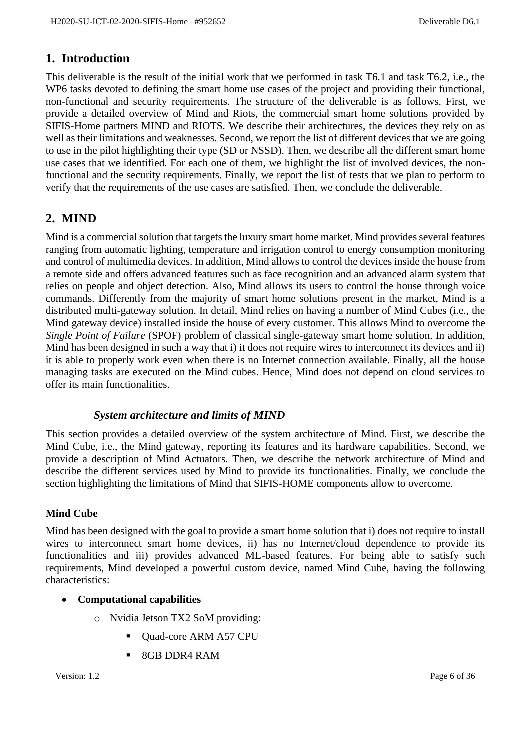# 1. Introduction

This deliverable is the result of the initial work that we performed in task T6.1 and task T6.2, i.e., the WP6 tasks devoted to defining the smart home use cases of the project and providing their functional, non-functional and security requirements. The structure of the deliverable is as follows. First, we provide a detailed overview of Mind and Riots, the commercial smart home solutions provided by SIFIS-Home partners MIND and RIOTS. We describe their architectures, the devices they rely on as well as their limitations and weaknesses. Second, we report the list of different devices that we are going to use in the pilot highlighting their type (SD or NSSD). Then, we describe all the different smart home use cases that we identified. For each one of them, we highlight the list of involved devices, the non-functional and the security requirements. Finally, we report the list of tests that we plan to perform to verify that the requirements of the use cases are satisfied. Then, we conclude the deliverable.

# 2. MIND

Mind is a commercial solution that targets the luxury smart home market. Mind provides several features ranging from automatic lighting, temperature and irrigation control to energy consumption monitoring and control of multimedia devices. In addition, Mind allows to control the devices inside the house from a remote side and offers advanced features such as face recognition and an advanced alarm system that relies on people and object detection. Also, Mind allows its users to control the house through voice commands. Differently from the majority of smart home solutions present in the market, Mind is a distributed multi-gateway solution. In detail, Mind relies on having a number of Mind Cubes (i.e., the Mind gateway device) installed inside the house of every customer. This allows Mind to overcome the *Single Point of Failure* (SPOF) problem of classical single-gateway smart home solution. In addition, Mind has been designed in such a way that i) it does not require wires to interconnect its devices and ii) it is able to properly work even when there is no Internet connection available. Finally, all the house managing tasks are executed on the Mind cubes. Hence, Mind does not depend on cloud services to offer its main functionalities.

## *System architecture and limits of MIND*

This section provides a detailed overview of the system architecture of Mind. First, we describe the Mind Cube, i.e., the Mind gateway, reporting its features and its hardware capabilities. Second, we provide a description of Mind Actuators. Then, we describe the network architecture of Mind and describe the different services used by Mind to provide its functionalities. Finally, we conclude the section highlighting the limitations of Mind that SIFIS-HOME components allow to overcome.

### Mind Cube

Mind has been designed with the goal to provide a smart home solution that i) does not require to install wires to interconnect smart home devices, ii) has no Internet/cloud dependence to provide its functionalities and iii) provides advanced ML-based features. For being able to satisfy such requirements, Mind developed a powerful custom device, named Mind Cube, having the following characteristics:

- **Computational capabilities**
  - Nvidia Jetson TX2 SoM providing:
    - Quad-core ARM A57 CPU
    - 8GB DDR4 RAM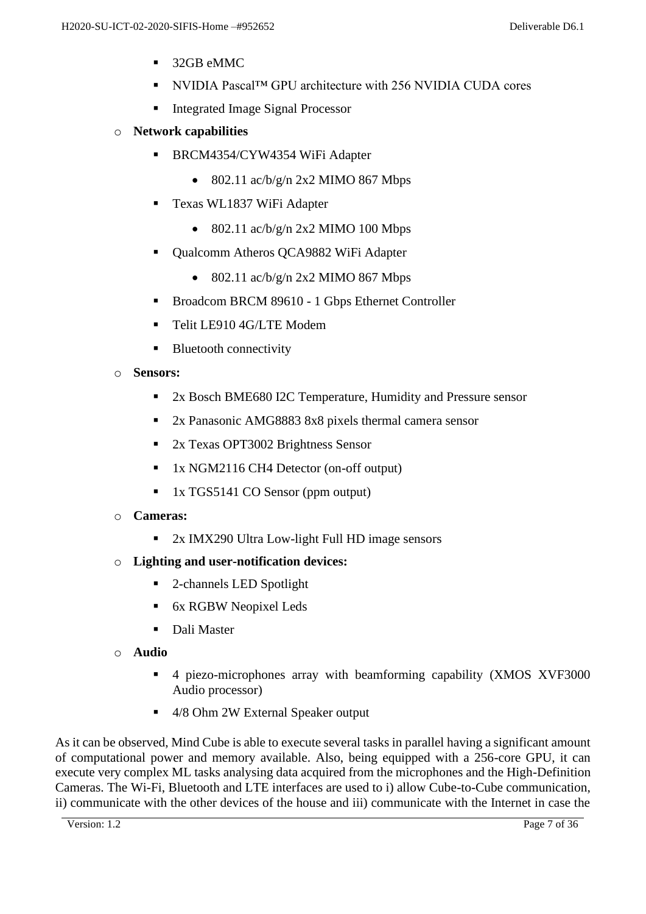- 32GB eMMC
    - NVIDIA Pascal™ GPU architecture with 256 NVIDIA CUDA cores
    - Integrated Image Signal Processor
  - **Network capabilities**
    - BRCM4354/CYW4354 WiFi Adapter
      - 802.11 ac/b/g/n 2x2 MIMO 867 Mbps
    - Texas WL1837 WiFi Adapter
      - 802.11 ac/b/g/n 2x2 MIMO 100 Mbps
    - Qualcomm Atheros QCA9882 WiFi Adapter
      - 802.11 ac/b/g/n 2x2 MIMO 867 Mbps
    - Broadcom BRCM 89610 - 1 Gbps Ethernet Controller
    - Telit LE910 4G/LTE Modem
    - Bluetooth connectivity
  - **Sensors:**
    - 2x Bosch BME680 I2C Temperature, Humidity and Pressure sensor
    - 2x Panasonic AMG8883 8x8 pixels thermal camera sensor
    - 2x Texas OPT3002 Brightness Sensor
    - 1x NGM2116 CH4 Detector (on-off output)
    - 1x TGS5141 CO Sensor (ppm output)
  - **Cameras:**
    - 2x IMX290 Ultra Low-light Full HD image sensors
  - **Lighting and user-notification devices:**
    - 2-channels LED Spotlight
    - 6x RGBW Neopixel Leds
    - Dali Master
  - **Audio**
    - 4 piezo-microphones array with beamforming capability (XMOS XVF3000 Audio processor)
    - 4/8 Ohm 2W External Speaker output

As it can be observed, Mind Cube is able to execute several tasks in parallel having a significant amount of computational power and memory available. Also, being equipped with a 256-core GPU, it can execute very complex ML tasks analysing data acquired from the microphones and the High-Definition Cameras. The Wi-Fi, Bluetooth and LTE interfaces are used to i) allow Cube-to-Cube communication, ii) communicate with the other devices of the house and iii) communicate with the Internet in case the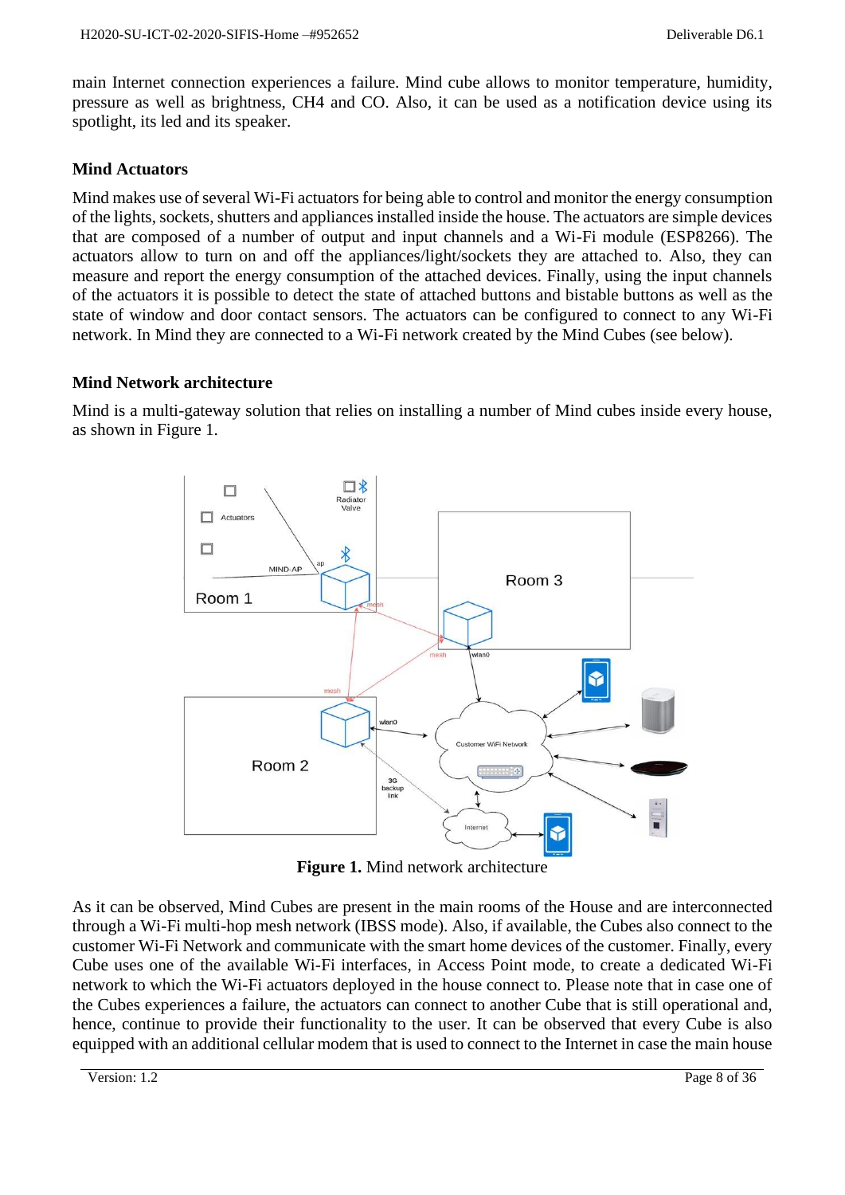main Internet connection experiences a failure. Mind cube allows to monitor temperature, humidity, pressure as well as brightness, $CH_4$ and CO. Also, it can be used as a notification device using its spotlight, its led and its speaker.

### Mind Actuators

Mind makes use of several Wi-Fi actuators for being able to control and monitor the energy consumption of the lights, sockets, shutters and appliances installed inside the house. The actuators are simple devices that are composed of a number of output and input channels and a Wi-Fi module (ESP8266). The actuators allow to turn on and off the appliances/light/sockets they are attached to. Also, they can measure and report the energy consumption of the attached devices. Finally, using the input channels of the actuators it is possible to detect the state of attached buttons and bistable buttons as well as the state of window and door contact sensors. The actuators can be configured to connect to any Wi-Fi network. In Mind they are connected to a Wi-Fi network created by the Mind Cubes (see below).

### Mind Network architecture

Mind is a multi-gateway solution that relies on installing a number of Mind cubes inside every house, as shown in Figure 1.

**Figure 1.** Mind network architecture

As it can be observed, Mind Cubes are present in the main rooms of the House and are interconnected through a Wi-Fi multi-hop mesh network (IBSS mode). Also, if available, the Cubes also connect to the customer Wi-Fi Network and communicate with the smart home devices of the customer. Finally, every Cube uses one of the available Wi-Fi interfaces, in Access Point mode, to create a dedicated Wi-Fi network to which the Wi-Fi actuators deployed in the house connect to. Please note that in case one of the Cubes experiences a failure, the actuators can connect to another Cube that is still operational and, hence, continue to provide their functionality to the user. It can be observed that every Cube is also equipped with an additional cellular modem that is used to connect to the Internet in case the main house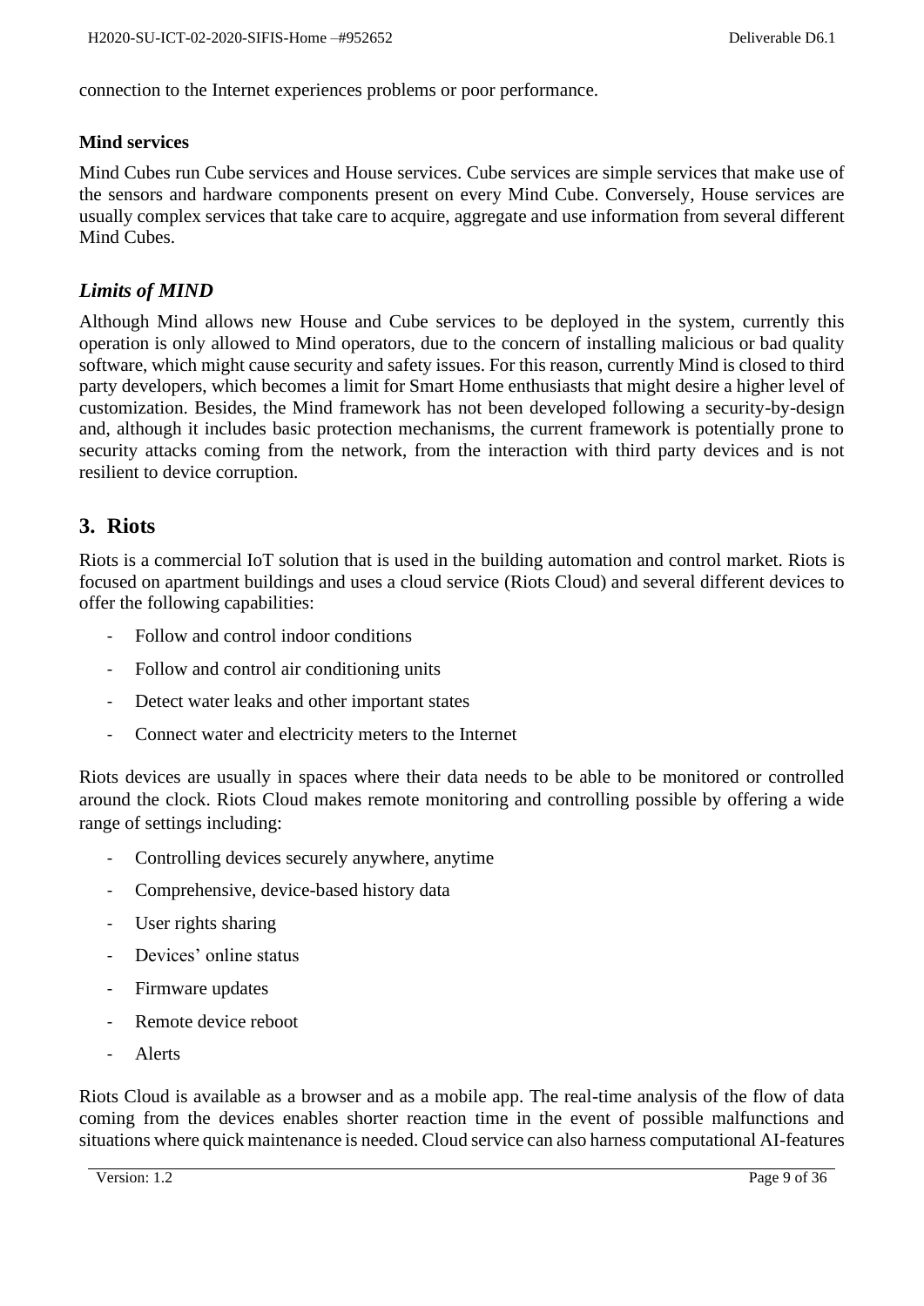connection to the Internet experiences problems or poor performance.

**Mind services**

Mind Cubes run Cube services and House services. Cube services are simple services that make use of the sensors and hardware components present on every Mind Cube. Conversely, House services are usually complex services that take care to acquire, aggregate and use information from several different Mind Cubes.

### *Limits of MIND*

Although Mind allows new House and Cube services to be deployed in the system, currently this operation is only allowed to Mind operators, due to the concern of installing malicious or bad quality software, which might cause security and safety issues. For this reason, currently Mind is closed to third party developers, which becomes a limit for Smart Home enthusiasts that might desire a higher level of customization. Besides, the Mind framework has not been developed following a security-by-design and, although it includes basic protection mechanisms, the current framework is potentially prone to security attacks coming from the network, from the interaction with third party devices and is not resilient to device corruption.

## 3. Riots

Riots is a commercial IoT solution that is used in the building automation and control market. Riots is focused on apartment buildings and uses a cloud service (Riots Cloud) and several different devices to offer the following capabilities:

- Follow and control indoor conditions
- Follow and control air conditioning units
- Detect water leaks and other important states
- Connect water and electricity meters to the Internet

Riots devices are usually in spaces where their data needs to be able to be monitored or controlled around the clock. Riots Cloud makes remote monitoring and controlling possible by offering a wide range of settings including:

- Controlling devices securely anywhere, anytime
- Comprehensive, device-based history data
- User rights sharing
- Devices' online status
- Firmware updates
- Remote device reboot
- Alerts

Riots Cloud is available as a browser and as a mobile app. The real-time analysis of the flow of data coming from the devices enables shorter reaction time in the event of possible malfunctions and situations where quick maintenance is needed. Cloud service can also harness computational AI-features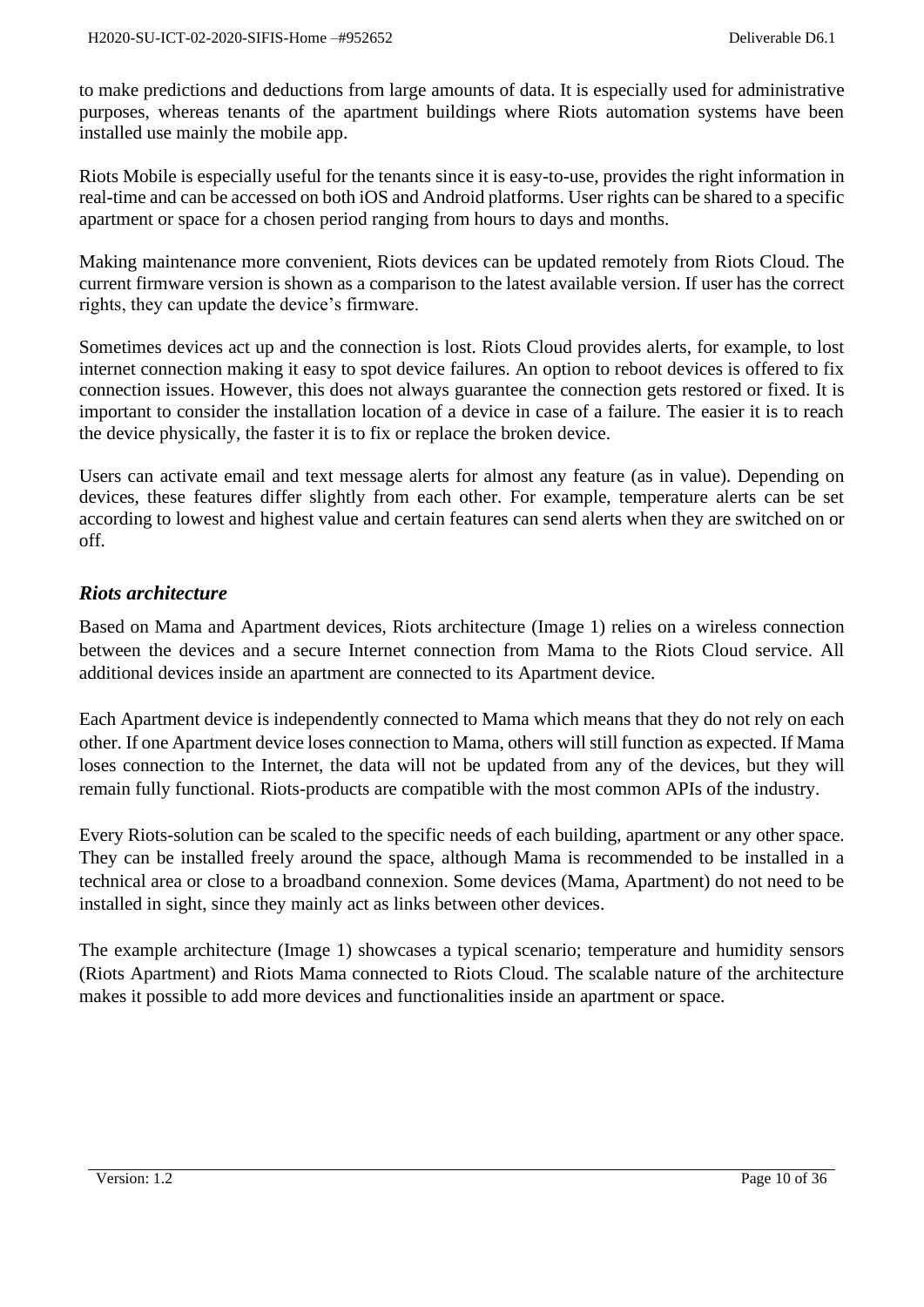to make predictions and deductions from large amounts of data. It is especially used for administrative purposes, whereas tenants of the apartment buildings where Riots automation systems have been installed use mainly the mobile app.

Riots Mobile is especially useful for the tenants since it is easy-to-use, provides the right information in real-time and can be accessed on both iOS and Android platforms. User rights can be shared to a specific apartment or space for a chosen period ranging from hours to days and months.

Making maintenance more convenient, Riots devices can be updated remotely from Riots Cloud. The current firmware version is shown as a comparison to the latest available version. If user has the correct rights, they can update the device's firmware.

Sometimes devices act up and the connection is lost. Riots Cloud provides alerts, for example, to lost internet connection making it easy to spot device failures. An option to reboot devices is offered to fix connection issues. However, this does not always guarantee the connection gets restored or fixed. It is important to consider the installation location of a device in case of a failure. The easier it is to reach the device physically, the faster it is to fix or replace the broken device.

Users can activate email and text message alerts for almost any feature (as in value). Depending on devices, these features differ slightly from each other. For example, temperature alerts can be set according to lowest and highest value and certain features can send alerts when they are switched on or off.

### *Riots architecture*

Based on Mama and Apartment devices, Riots architecture (Image 1) relies on a wireless connection between the devices and a secure Internet connection from Mama to the Riots Cloud service. All additional devices inside an apartment are connected to its Apartment device.

Each Apartment device is independently connected to Mama which means that they do not rely on each other. If one Apartment device loses connection to Mama, others will still function as expected. If Mama loses connection to the Internet, the data will not be updated from any of the devices, but they will remain fully functional. Riots-products are compatible with the most common APIs of the industry.

Every Riots-solution can be scaled to the specific needs of each building, apartment or any other space. They can be installed freely around the space, although Mama is recommended to be installed in a technical area or close to a broadband connexion. Some devices (Mama, Apartment) do not need to be installed in sight, since they mainly act as links between other devices.

The example architecture (Image 1) showcases a typical scenario; temperature and humidity sensors (Riots Apartment) and Riots Mama connected to Riots Cloud. The scalable nature of the architecture makes it possible to add more devices and functionalities inside an apartment or space.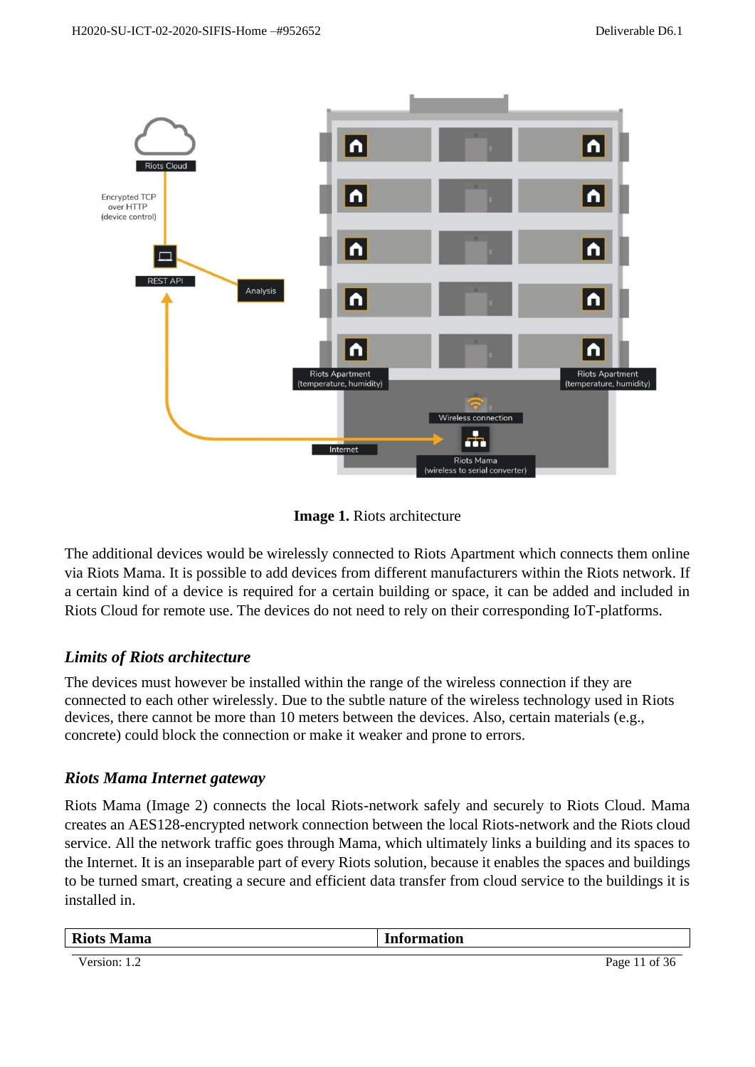**Image 1.** Riots architecture

The additional devices would be wirelessly connected to Riots Apartment which connects them online via Riots Mama. It is possible to add devices from different manufacturers within the Riots network. If a certain kind of a device is required for a certain building or space, it can be added and included in Riots Cloud for remote use. The devices do not need to rely on their corresponding IoT-platforms.

### *Limits of Riots architecture*

The devices must however be installed within the range of the wireless connection if they are connected to each other wirelessly. Due to the subtle nature of the wireless technology used in Riots devices, there cannot be more than 10 meters between the devices. Also, certain materials (e.g., concrete) could block the connection or make it weaker and prone to errors.

### *Riots Mama Internet gateway*

Riots Mama (Image 2) connects the local Riots-network safely and securely to Riots Cloud. Mama creates an AES128-encrypted network connection between the local Riots-network and the Riots cloud service. All the network traffic goes through Mama, which ultimately links a building and its spaces to the Internet. It is an inseparable part of every Riots solution, because it enables the spaces and buildings to be turned smart, creating a secure and efficient data transfer from cloud service to the buildings it is installed in.

| Riots Mama | Information |
|---|---|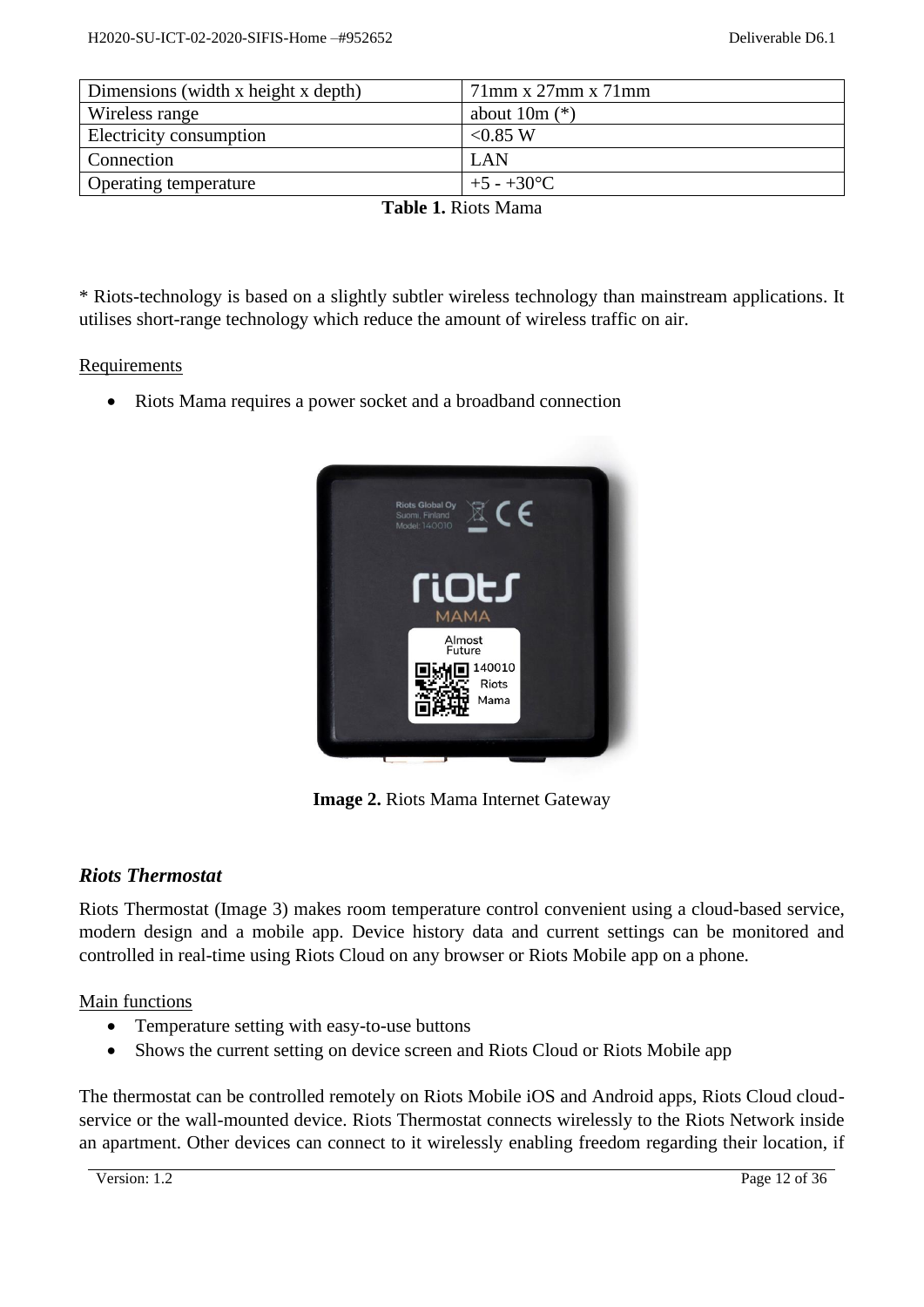| Dimensions (width x height x depth) | 71mm x 27mm x 71mm |
|---|---|
| Wireless range | about 10m (*) |
| Electricity consumption | <0.85 W |
| Connection | LAN |
| Operating temperature | +5 - +30°C |

**Table 1.** Riots Mama

* Riots-technology is based on a slightly subtler wireless technology than mainstream applications. It utilises short-range technology which reduce the amount of wireless traffic on air.

Requirements

- Riots Mama requires a power socket and a broadband connection

**Image 2.** Riots Mama Internet Gateway

### *Riots Thermostat*

Riots Thermostat (Image 3) makes room temperature control convenient using a cloud-based service, modern design and a mobile app. Device history data and current settings can be monitored and controlled in real-time using Riots Cloud on any browser or Riots Mobile app on a phone.

Main functions

- Temperature setting with easy-to-use buttons
- Shows the current setting on device screen and Riots Cloud or Riots Mobile app

The thermostat can be controlled remotely on Riots Mobile iOS and Android apps, Riots Cloud cloud-service or the wall-mounted device. Riots Thermostat connects wirelessly to the Riots Network inside an apartment. Other devices can connect to it wirelessly enabling freedom regarding their location, if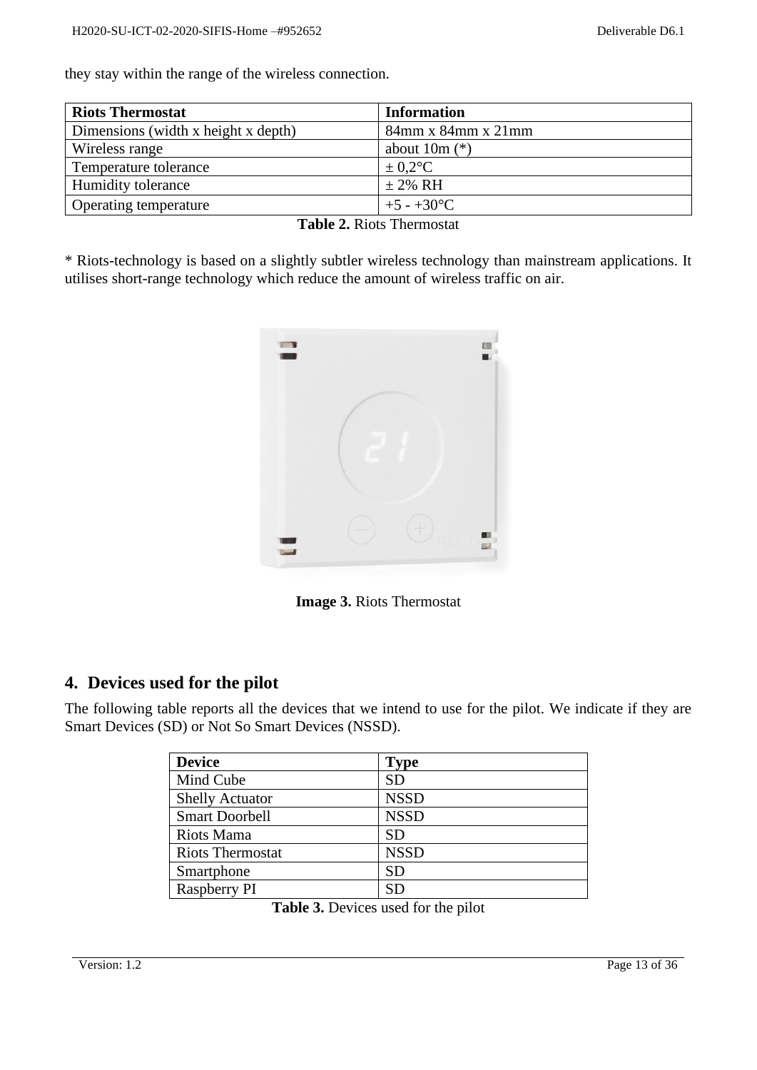they stay within the range of the wireless connection.

| Riots Thermostat | Information |
|---|---|
| Dimensions (width x height x depth) | 84mm x 84mm x 21mm |
| Wireless range | about 10m (*) |
| Temperature tolerance | ± 0,2°C |
| Humidity tolerance | ± 2% RH |
| Operating temperature | +5 - +30°C |

**Table 2.** Riots Thermostat

* Riots-technology is based on a slightly subtler wireless technology than mainstream applications. It utilises short-range technology which reduce the amount of wireless traffic on air.

**Image 3.** Riots Thermostat

## 4. Devices used for the pilot

The following table reports all the devices that we intend to use for the pilot. We indicate if they are Smart Devices (SD) or Not So Smart Devices (NSSD).

| Device | Type |
|---|---|
| Mind Cube | SD |
| Shelly Actuator | NSSD |
| Smart Doorbell | NSSD |
| Riots Mama | SD |
| Riots Thermostat | NSSD |
| Smartphone | SD |
| Raspberry PI | SD |

**Table 3.** Devices used for the pilot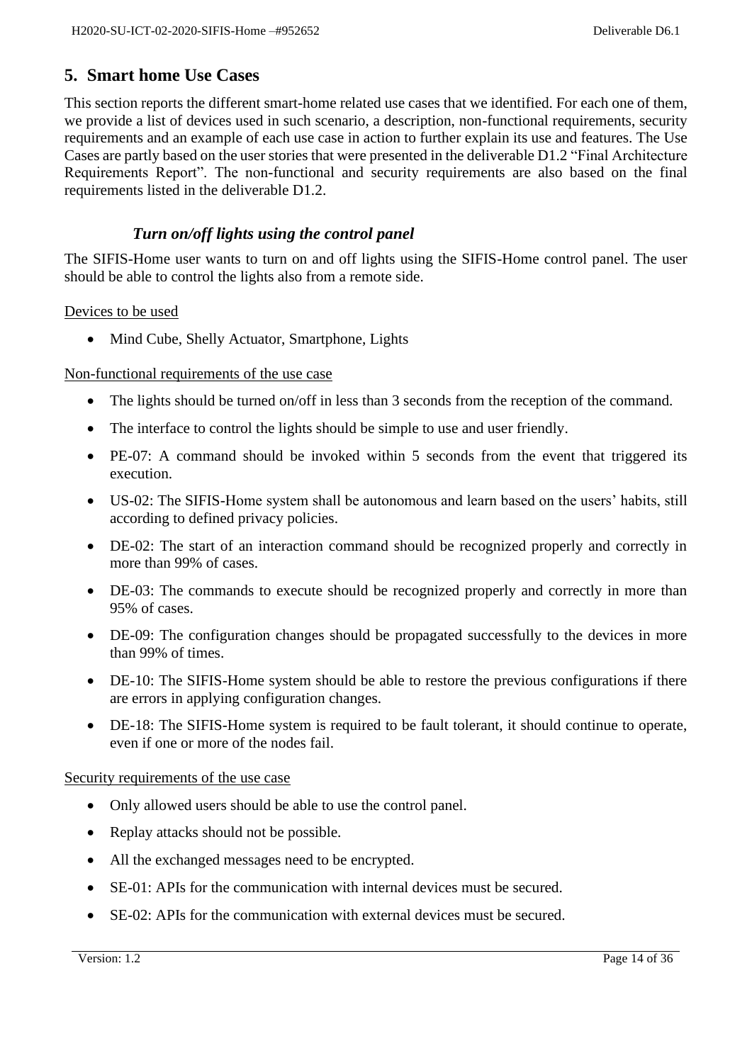# 5. Smart home Use Cases

This section reports the different smart-home related use cases that we identified. For each one of them, we provide a list of devices used in such scenario, a description, non-functional requirements, security requirements and an example of each use case in action to further explain its use and features. The Use Cases are partly based on the user stories that were presented in the deliverable D1.2 "Final Architecture Requirements Report". The non-functional and security requirements are also based on the final requirements listed in the deliverable D1.2.

## *Turn on/off lights using the control panel*

The SIFIS-Home user wants to turn on and off lights using the SIFIS-Home control panel. The user should be able to control the lights also from a remote side.

<u>Devices to be used</u>

- Mind Cube, Shelly Actuator, Smartphone, Lights

<u>Non-functional requirements of the use case</u>

- The lights should be turned on/off in less than 3 seconds from the reception of the command.
- The interface to control the lights should be simple to use and user friendly.
- PE-07: A command should be invoked within 5 seconds from the event that triggered its execution.
- US-02: The SIFIS-Home system shall be autonomous and learn based on the users' habits, still according to defined privacy policies.
- DE-02: The start of an interaction command should be recognized properly and correctly in more than 99% of cases.
- DE-03: The commands to execute should be recognized properly and correctly in more than 95% of cases.
- DE-09: The configuration changes should be propagated successfully to the devices in more than 99% of times.
- DE-10: The SIFIS-Home system should be able to restore the previous configurations if there are errors in applying configuration changes.
- DE-18: The SIFIS-Home system is required to be fault tolerant, it should continue to operate, even if one or more of the nodes fail.

<u>Security requirements of the use case</u>

- Only allowed users should be able to use the control panel.
- Replay attacks should not be possible.
- All the exchanged messages need to be encrypted.
- SE-01: APIs for the communication with internal devices must be secured.
- SE-02: APIs for the communication with external devices must be secured.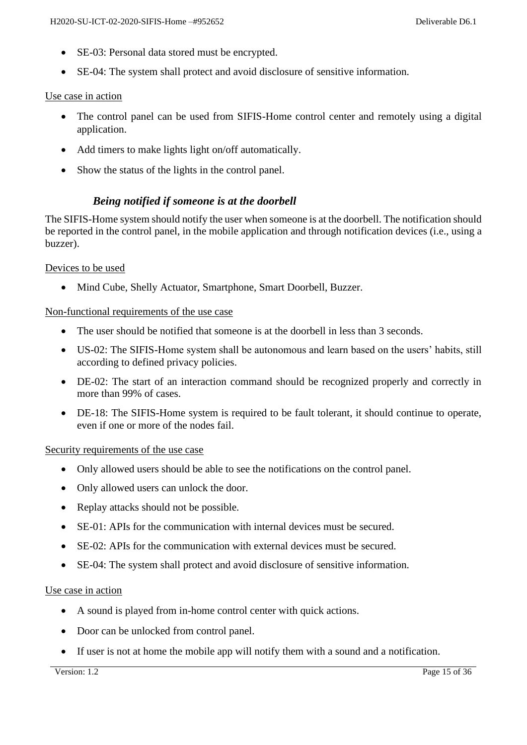- SE-03: Personal data stored must be encrypted.
- SE-04: The system shall protect and avoid disclosure of sensitive information.

Use case in action

- The control panel can be used from SIFIS-Home control center and remotely using a digital application.
- Add timers to make lights light on/off automatically.
- Show the status of the lights in the control panel.

### *Being notified if someone is at the doorbell*

The SIFIS-Home system should notify the user when someone is at the doorbell. The notification should be reported in the control panel, in the mobile application and through notification devices (i.e., using a buzzer).

Devices to be used

- Mind Cube, Shelly Actuator, Smartphone, Smart Doorbell, Buzzer.

Non-functional requirements of the use case

- The user should be notified that someone is at the doorbell in less than 3 seconds.
- US-02: The SIFIS-Home system shall be autonomous and learn based on the users' habits, still according to defined privacy policies.
- DE-02: The start of an interaction command should be recognized properly and correctly in more than 99% of cases.
- DE-18: The SIFIS-Home system is required to be fault tolerant, it should continue to operate, even if one or more of the nodes fail.

Security requirements of the use case

- Only allowed users should be able to see the notifications on the control panel.
- Only allowed users can unlock the door.
- Replay attacks should not be possible.
- SE-01: APIs for the communication with internal devices must be secured.
- SE-02: APIs for the communication with external devices must be secured.
- SE-04: The system shall protect and avoid disclosure of sensitive information.

Use case in action

- A sound is played from in-home control center with quick actions.
- Door can be unlocked from control panel.
- If user is not at home the mobile app will notify them with a sound and a notification.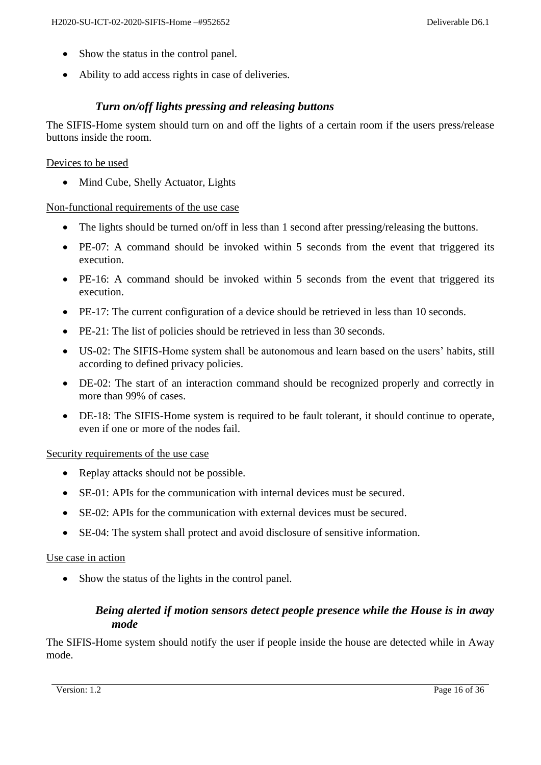- Show the status in the control panel.
- Ability to add access rights in case of deliveries.

### *Turn on/off lights pressing and releasing buttons*

The SIFIS-Home system should turn on and off the lights of a certain room if the users press/release buttons inside the room.

<u>Devices to be used</u>

- Mind Cube, Shelly Actuator, Lights

<u>Non-functional requirements of the use case</u>

- The lights should be turned on/off in less than 1 second after pressing/releasing the buttons.
- PE-07: A command should be invoked within 5 seconds from the event that triggered its execution.
- PE-16: A command should be invoked within 5 seconds from the event that triggered its execution.
- PE-17: The current configuration of a device should be retrieved in less than 10 seconds.
- PE-21: The list of policies should be retrieved in less than 30 seconds.
- US-02: The SIFIS-Home system shall be autonomous and learn based on the users' habits, still according to defined privacy policies.
- DE-02: The start of an interaction command should be recognized properly and correctly in more than 99% of cases.
- DE-18: The SIFIS-Home system is required to be fault tolerant, it should continue to operate, even if one or more of the nodes fail.

<u>Security requirements of the use case</u>

- Replay attacks should not be possible.
- SE-01: APIs for the communication with internal devices must be secured.
- SE-02: APIs for the communication with external devices must be secured.
- SE-04: The system shall protect and avoid disclosure of sensitive information.

<u>Use case in action</u>

- Show the status of the lights in the control panel.

### *Being alerted if motion sensors detect people presence while the House is in away mode*

The SIFIS-Home system should notify the user if people inside the house are detected while in Away mode.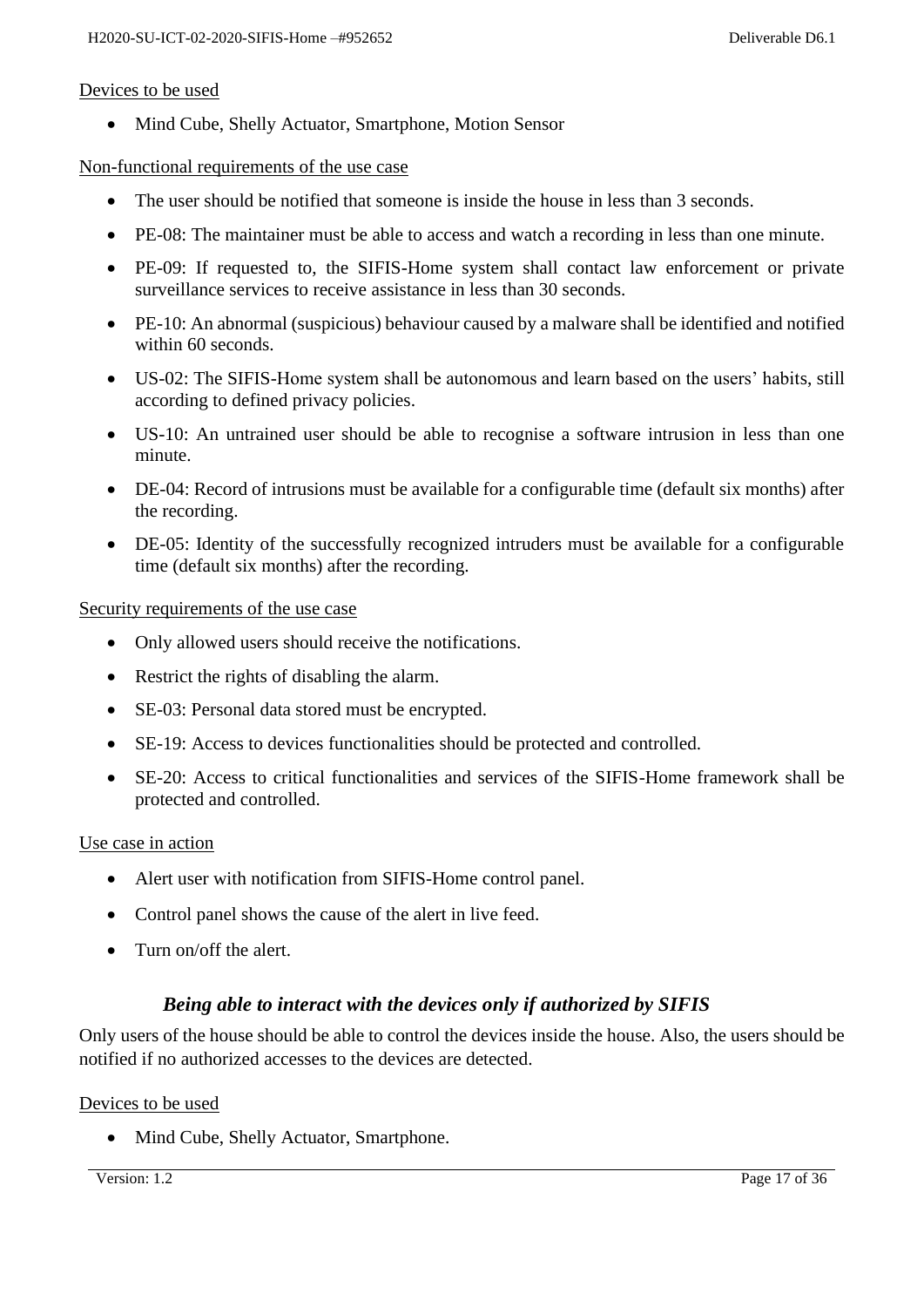Devices to be used

- Mind Cube, Shelly Actuator, Smartphone, Motion Sensor

Non-functional requirements of the use case

- The user should be notified that someone is inside the house in less than 3 seconds.
- PE-08: The maintainer must be able to access and watch a recording in less than one minute.
- PE-09: If requested to, the SIFIS-Home system shall contact law enforcement or private surveillance services to receive assistance in less than 30 seconds.
- PE-10: An abnormal (suspicious) behaviour caused by a malware shall be identified and notified within 60 seconds.
- US-02: The SIFIS-Home system shall be autonomous and learn based on the users' habits, still according to defined privacy policies.
- US-10: An untrained user should be able to recognise a software intrusion in less than one minute.
- DE-04: Record of intrusions must be available for a configurable time (default six months) after the recording.
- DE-05: Identity of the successfully recognized intruders must be available for a configurable time (default six months) after the recording.

Security requirements of the use case

- Only allowed users should receive the notifications.
- Restrict the rights of disabling the alarm.
- SE-03: Personal data stored must be encrypted.
- SE-19: Access to devices functionalities should be protected and controlled.
- SE-20: Access to critical functionalities and services of the SIFIS-Home framework shall be protected and controlled.

Use case in action

- Alert user with notification from SIFIS-Home control panel.
- Control panel shows the cause of the alert in live feed.
- Turn on/off the alert.

### *Being able to interact with the devices only if authorized by SIFIS*

Only users of the house should be able to control the devices inside the house. Also, the users should be notified if no authorized accesses to the devices are detected.

Devices to be used

- Mind Cube, Shelly Actuator, Smartphone.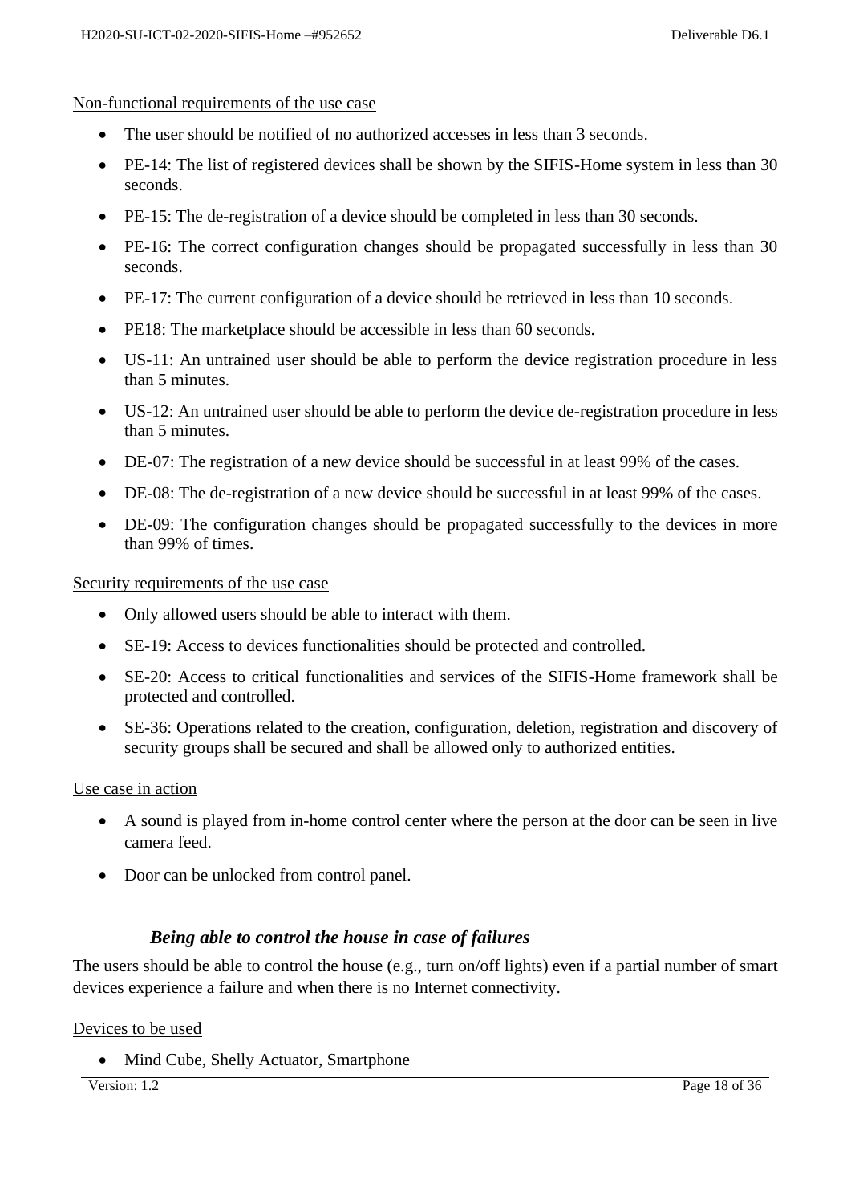Non-functional requirements of the use case

- The user should be notified of no authorized accesses in less than 3 seconds.
- PE-14: The list of registered devices shall be shown by the SIFIS-Home system in less than 30 seconds.
- PE-15: The de-registration of a device should be completed in less than 30 seconds.
- PE-16: The correct configuration changes should be propagated successfully in less than 30 seconds.
- PE-17: The current configuration of a device should be retrieved in less than 10 seconds.
- PE18: The marketplace should be accessible in less than 60 seconds.
- US-11: An untrained user should be able to perform the device registration procedure in less than 5 minutes.
- US-12: An untrained user should be able to perform the device de-registration procedure in less than 5 minutes.
- DE-07: The registration of a new device should be successful in at least 99% of the cases.
- DE-08: The de-registration of a new device should be successful in at least 99% of the cases.
- DE-09: The configuration changes should be propagated successfully to the devices in more than 99% of times.

Security requirements of the use case

- Only allowed users should be able to interact with them.
- SE-19: Access to devices functionalities should be protected and controlled.
- SE-20: Access to critical functionalities and services of the SIFIS-Home framework shall be protected and controlled.
- SE-36: Operations related to the creation, configuration, deletion, registration and discovery of security groups shall be secured and shall be allowed only to authorized entities.

Use case in action

- A sound is played from in-home control center where the person at the door can be seen in live camera feed.
- Door can be unlocked from control panel.

### *Being able to control the house in case of failures*

The users should be able to control the house (e.g., turn on/off lights) even if a partial number of smart devices experience a failure and when there is no Internet connectivity.

Devices to be used

- Mind Cube, Shelly Actuator, Smartphone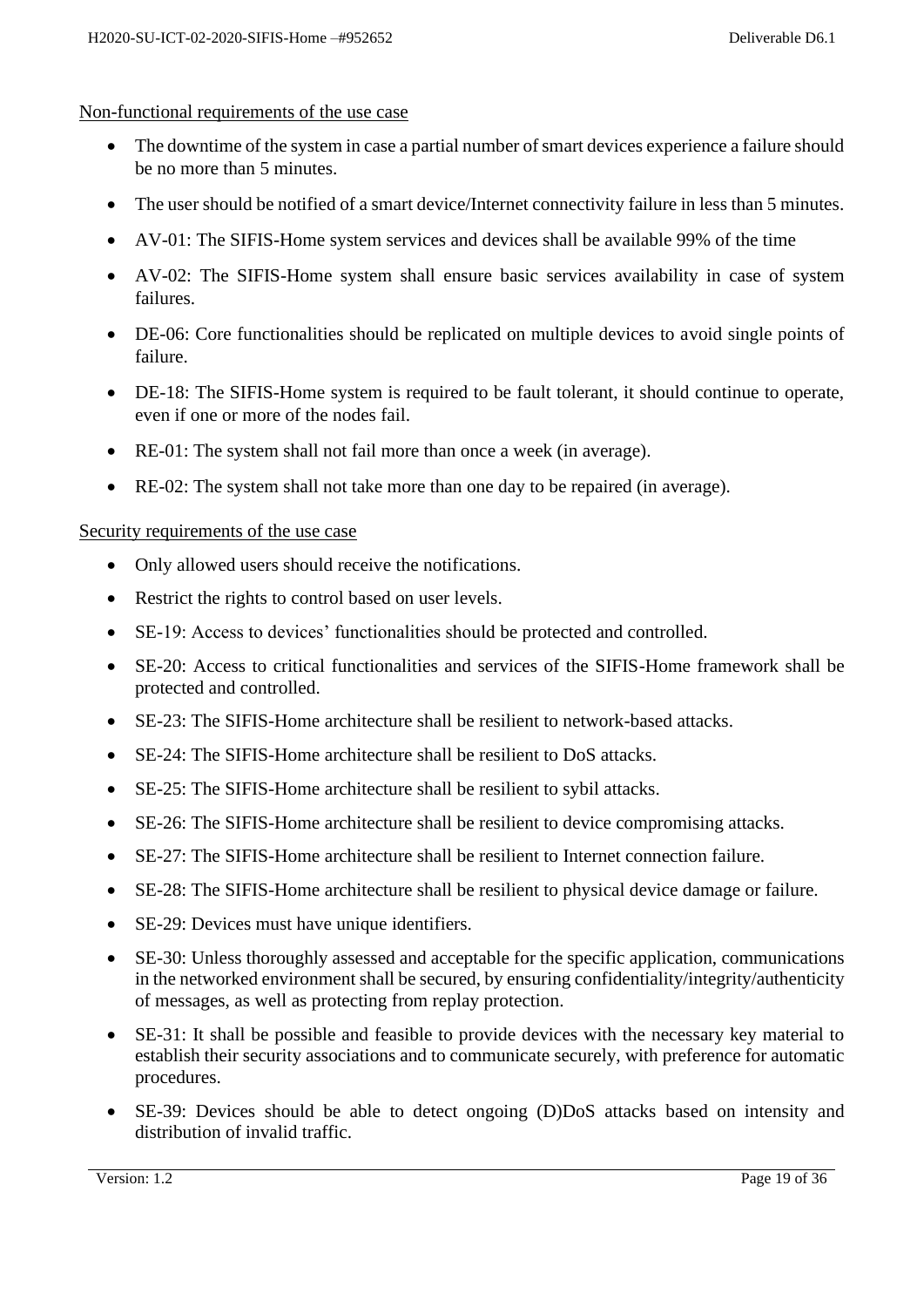Non-functional requirements of the use case

- The downtime of the system in case a partial number of smart devices experience a failure should be no more than 5 minutes.
- The user should be notified of a smart device/Internet connectivity failure in less than 5 minutes.
- AV-01: The SIFIS-Home system services and devices shall be available 99% of the time
- AV-02: The SIFIS-Home system shall ensure basic services availability in case of system failures.
- DE-06: Core functionalities should be replicated on multiple devices to avoid single points of failure.
- DE-18: The SIFIS-Home system is required to be fault tolerant, it should continue to operate, even if one or more of the nodes fail.
- RE-01: The system shall not fail more than once a week (in average).
- RE-02: The system shall not take more than one day to be repaired (in average).

Security requirements of the use case

- Only allowed users should receive the notifications.
- Restrict the rights to control based on user levels.
- SE-19: Access to devices' functionalities should be protected and controlled.
- SE-20: Access to critical functionalities and services of the SIFIS-Home framework shall be protected and controlled.
- SE-23: The SIFIS-Home architecture shall be resilient to network-based attacks.
- SE-24: The SIFIS-Home architecture shall be resilient to DoS attacks.
- SE-25: The SIFIS-Home architecture shall be resilient to sybil attacks.
- SE-26: The SIFIS-Home architecture shall be resilient to device compromising attacks.
- SE-27: The SIFIS-Home architecture shall be resilient to Internet connection failure.
- SE-28: The SIFIS-Home architecture shall be resilient to physical device damage or failure.
- SE-29: Devices must have unique identifiers.
- SE-30: Unless thoroughly assessed and acceptable for the specific application, communications in the networked environment shall be secured, by ensuring confidentiality/integrity/authenticity of messages, as well as protecting from replay protection.
- SE-31: It shall be possible and feasible to provide devices with the necessary key material to establish their security associations and to communicate securely, with preference for automatic procedures.
- SE-39: Devices should be able to detect ongoing (D)DoS attacks based on intensity and distribution of invalid traffic.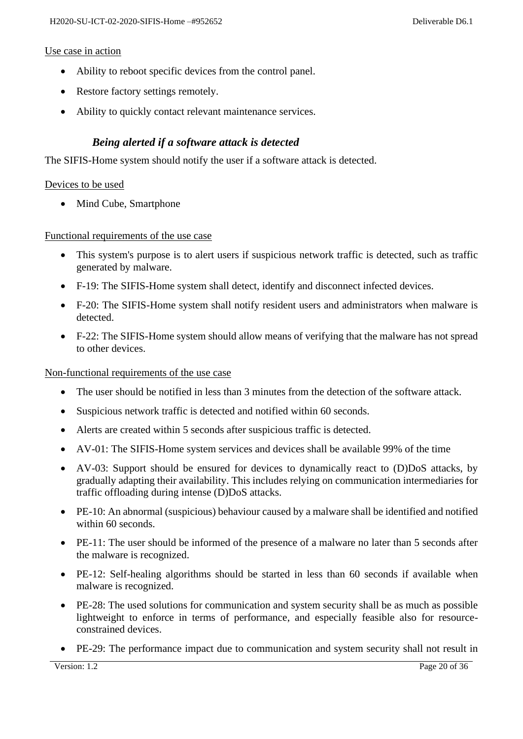Use case in action

- Ability to reboot specific devices from the control panel.
- Restore factory settings remotely.
- Ability to quickly contact relevant maintenance services.

### *Being alerted if a software attack is detected*

The SIFIS-Home system should notify the user if a software attack is detected.

Devices to be used

- Mind Cube, Smartphone

Functional requirements of the use case

- This system's purpose is to alert users if suspicious network traffic is detected, such as traffic generated by malware.
- F-19: The SIFIS-Home system shall detect, identify and disconnect infected devices.
- F-20: The SIFIS-Home system shall notify resident users and administrators when malware is detected.
- F-22: The SIFIS-Home system should allow means of verifying that the malware has not spread to other devices.

Non-functional requirements of the use case

- The user should be notified in less than 3 minutes from the detection of the software attack.
- Suspicious network traffic is detected and notified within 60 seconds.
- Alerts are created within 5 seconds after suspicious traffic is detected.
- AV-01: The SIFIS-Home system services and devices shall be available 99% of the time
- AV-03: Support should be ensured for devices to dynamically react to (D)DoS attacks, by gradually adapting their availability. This includes relying on communication intermediaries for traffic offloading during intense (D)DoS attacks.
- PE-10: An abnormal (suspicious) behaviour caused by a malware shall be identified and notified within 60 seconds.
- PE-11: The user should be informed of the presence of a malware no later than 5 seconds after the malware is recognized.
- PE-12: Self-healing algorithms should be started in less than 60 seconds if available when malware is recognized.
- PE-28: The used solutions for communication and system security shall be as much as possible lightweight to enforce in terms of performance, and especially feasible also for resource-constrained devices.
- PE-29: The performance impact due to communication and system security shall not result in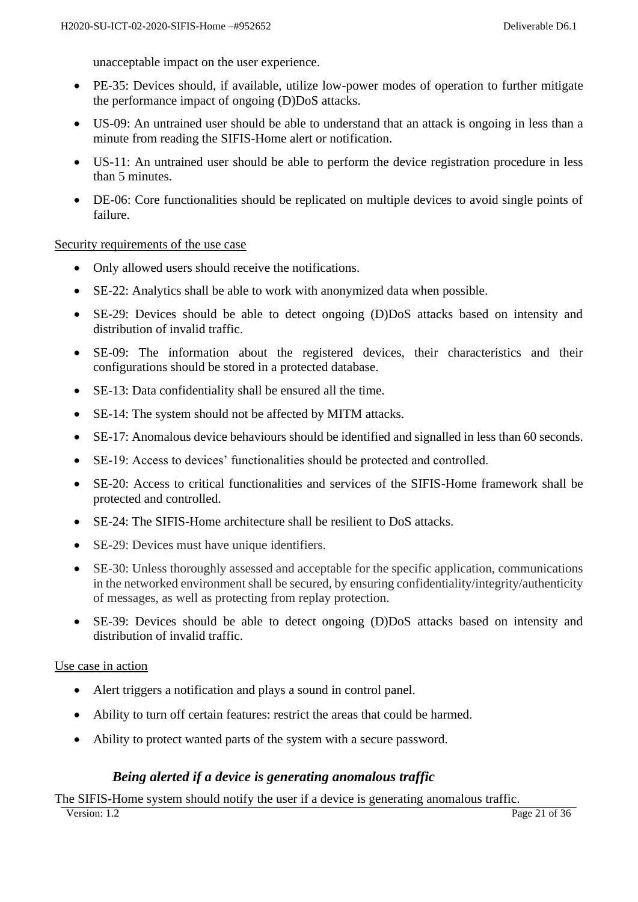unacceptable impact on the user experience.

- PE-35: Devices should, if available, utilize low-power modes of operation to further mitigate the performance impact of ongoing (D)DoS attacks.
- US-09: An untrained user should be able to understand that an attack is ongoing in less than a minute from reading the SIFIS-Home alert or notification.
- US-11: An untrained user should be able to perform the device registration procedure in less than 5 minutes.
- DE-06: Core functionalities should be replicated on multiple devices to avoid single points of failure.

Security requirements of the use case

- Only allowed users should receive the notifications.
- SE-22: Analytics shall be able to work with anonymized data when possible.
- SE-29: Devices should be able to detect ongoing (D)DoS attacks based on intensity and distribution of invalid traffic.
- SE-09: The information about the registered devices, their characteristics and their configurations should be stored in a protected database.
- SE-13: Data confidentiality shall be ensured all the time.
- SE-14: The system should not be affected by MITM attacks.
- SE-17: Anomalous device behaviours should be identified and signalled in less than 60 seconds.
- SE-19: Access to devices' functionalities should be protected and controlled.
- SE-20: Access to critical functionalities and services of the SIFIS-Home framework shall be protected and controlled.
- SE-24: The SIFIS-Home architecture shall be resilient to DoS attacks.
- SE-29: Devices must have unique identifiers.
- SE-30: Unless thoroughly assessed and acceptable for the specific application, communications in the networked environment shall be secured, by ensuring confidentiality/integrity/authenticity of messages, as well as protecting from replay protection.
- SE-39: Devices should be able to detect ongoing (D)DoS attacks based on intensity and distribution of invalid traffic.

Use case in action

- Alert triggers a notification and plays a sound in control panel.
- Ability to turn off certain features: restrict the areas that could be harmed.
- Ability to protect wanted parts of the system with a secure password.

### *Being alerted if a device is generating anomalous traffic*

The SIFIS-Home system should notify the user if a device is generating anomalous traffic.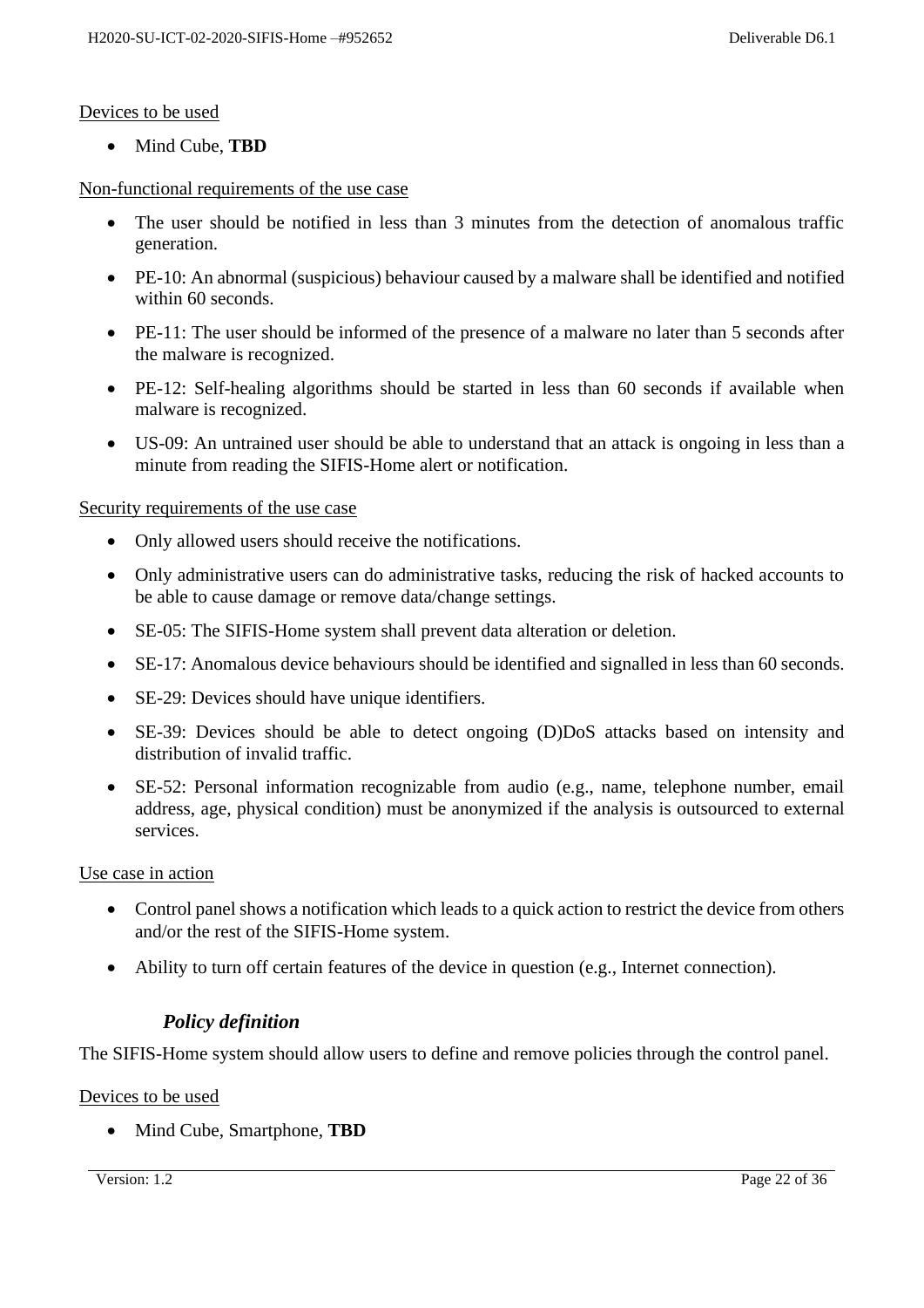Devices to be used

- Mind Cube, **TBD**

Non-functional requirements of the use case

- The user should be notified in less than 3 minutes from the detection of anomalous traffic generation.
- PE-10: An abnormal (suspicious) behaviour caused by a malware shall be identified and notified within 60 seconds.
- PE-11: The user should be informed of the presence of a malware no later than 5 seconds after the malware is recognized.
- PE-12: Self-healing algorithms should be started in less than 60 seconds if available when malware is recognized.
- US-09: An untrained user should be able to understand that an attack is ongoing in less than a minute from reading the SIFIS-Home alert or notification.

Security requirements of the use case

- Only allowed users should receive the notifications.
- Only administrative users can do administrative tasks, reducing the risk of hacked accounts to be able to cause damage or remove data/change settings.
- SE-05: The SIFIS-Home system shall prevent data alteration or deletion.
- SE-17: Anomalous device behaviours should be identified and signalled in less than 60 seconds.
- SE-29: Devices should have unique identifiers.
- SE-39: Devices should be able to detect ongoing (D)DoS attacks based on intensity and distribution of invalid traffic.
- SE-52: Personal information recognizable from audio (e.g., name, telephone number, email address, age, physical condition) must be anonymized if the analysis is outsourced to external services.

Use case in action

- Control panel shows a notification which leads to a quick action to restrict the device from others and/or the rest of the SIFIS-Home system.
- Ability to turn off certain features of the device in question (e.g., Internet connection).

### *Policy definition*

The SIFIS-Home system should allow users to define and remove policies through the control panel.

Devices to be used

- Mind Cube, Smartphone, **TBD**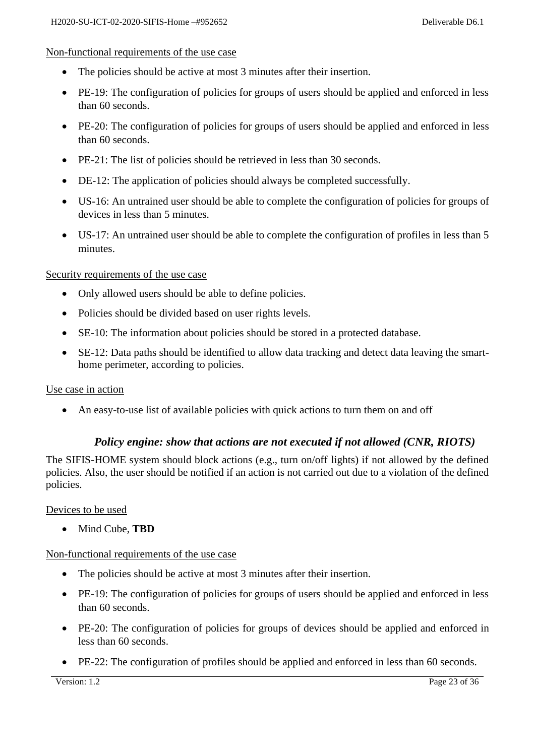Non-functional requirements of the use case

- The policies should be active at most 3 minutes after their insertion.
- PE-19: The configuration of policies for groups of users should be applied and enforced in less than 60 seconds.
- PE-20: The configuration of policies for groups of users should be applied and enforced in less than 60 seconds.
- PE-21: The list of policies should be retrieved in less than 30 seconds.
- DE-12: The application of policies should always be completed successfully.
- US-16: An untrained user should be able to complete the configuration of policies for groups of devices in less than 5 minutes.
- US-17: An untrained user should be able to complete the configuration of profiles in less than 5 minutes.

Security requirements of the use case

- Only allowed users should be able to define policies.
- Policies should be divided based on user rights levels.
- SE-10: The information about policies should be stored in a protected database.
- SE-12: Data paths should be identified to allow data tracking and detect data leaving the smart-home perimeter, according to policies.

Use case in action

- An easy-to-use list of available policies with quick actions to turn them on and off

### *Policy engine: show that actions are not executed if not allowed (CNR, RIOTS)*

The SIFIS-HOME system should block actions (e.g., turn on/off lights) if not allowed by the defined policies. Also, the user should be notified if an action is not carried out due to a violation of the defined policies.

Devices to be used

- Mind Cube, **TBD**

Non-functional requirements of the use case

- The policies should be active at most 3 minutes after their insertion.
- PE-19: The configuration of policies for groups of users should be applied and enforced in less than 60 seconds.
- PE-20: The configuration of policies for groups of devices should be applied and enforced in less than 60 seconds.
- PE-22: The configuration of profiles should be applied and enforced in less than 60 seconds.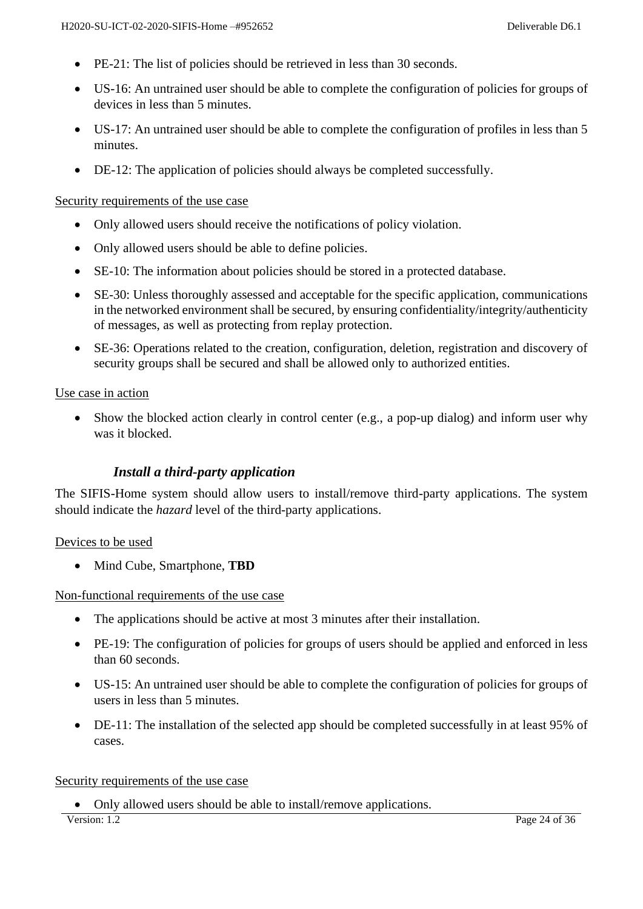- PE-21: The list of policies should be retrieved in less than 30 seconds.
- US-16: An untrained user should be able to complete the configuration of policies for groups of devices in less than 5 minutes.
- US-17: An untrained user should be able to complete the configuration of profiles in less than 5 minutes.
- DE-12: The application of policies should always be completed successfully.

Security requirements of the use case

- Only allowed users should receive the notifications of policy violation.
- Only allowed users should be able to define policies.
- SE-10: The information about policies should be stored in a protected database.
- SE-30: Unless thoroughly assessed and acceptable for the specific application, communications in the networked environment shall be secured, by ensuring confidentiality/integrity/authenticity of messages, as well as protecting from replay protection.
- SE-36: Operations related to the creation, configuration, deletion, registration and discovery of security groups shall be secured and shall be allowed only to authorized entities.

Use case in action

- Show the blocked action clearly in control center (e.g., a pop-up dialog) and inform user why was it blocked.

### *Install a third-party application*

The SIFIS-Home system should allow users to install/remove third-party applications. The system should indicate the *hazard* level of the third-party applications.

Devices to be used

- Mind Cube, Smartphone, **TBD**

Non-functional requirements of the use case

- The applications should be active at most 3 minutes after their installation.
- PE-19: The configuration of policies for groups of users should be applied and enforced in less than 60 seconds.
- US-15: An untrained user should be able to complete the configuration of policies for groups of users in less than 5 minutes.
- DE-11: The installation of the selected app should be completed successfully in at least 95% of cases.

Security requirements of the use case

- Only allowed users should be able to install/remove applications.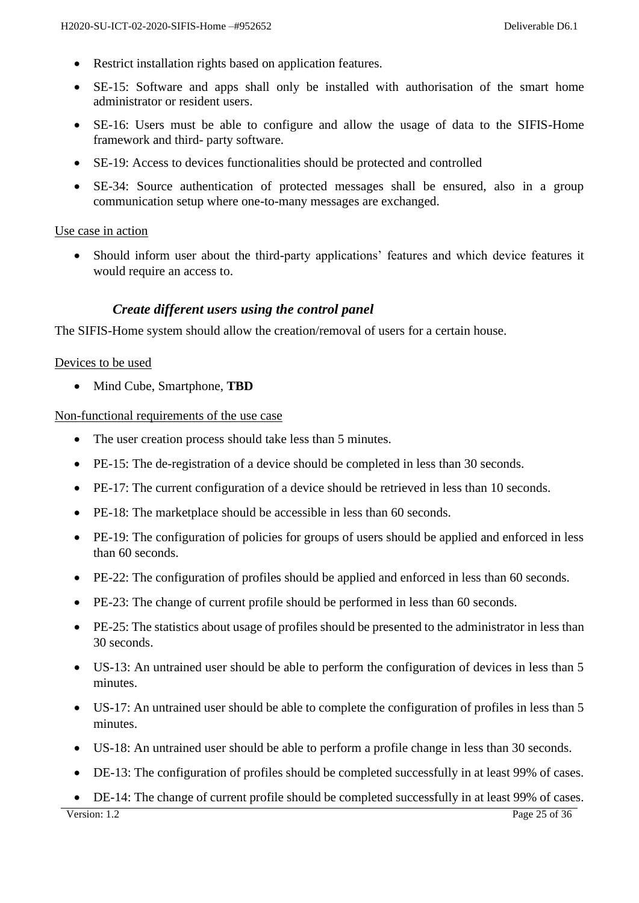- Restrict installation rights based on application features.
- SE-15: Software and apps shall only be installed with authorisation of the smart home administrator or resident users.
- SE-16: Users must be able to configure and allow the usage of data to the SIFIS-Home framework and third- party software.
- SE-19: Access to devices functionalities should be protected and controlled
- SE-34: Source authentication of protected messages shall be ensured, also in a group communication setup where one-to-many messages are exchanged.

Use case in action

- Should inform user about the third-party applications' features and which device features it would require an access to.

### *Create different users using the control panel*

The SIFIS-Home system should allow the creation/removal of users for a certain house.

Devices to be used

- Mind Cube, Smartphone, **TBD**

Non-functional requirements of the use case

- The user creation process should take less than 5 minutes.
- PE-15: The de-registration of a device should be completed in less than 30 seconds.
- PE-17: The current configuration of a device should be retrieved in less than 10 seconds.
- PE-18: The marketplace should be accessible in less than 60 seconds.
- PE-19: The configuration of policies for groups of users should be applied and enforced in less than 60 seconds.
- PE-22: The configuration of profiles should be applied and enforced in less than 60 seconds.
- PE-23: The change of current profile should be performed in less than 60 seconds.
- PE-25: The statistics about usage of profiles should be presented to the administrator in less than 30 seconds.
- US-13: An untrained user should be able to perform the configuration of devices in less than 5 minutes.
- US-17: An untrained user should be able to complete the configuration of profiles in less than 5 minutes.
- US-18: An untrained user should be able to perform a profile change in less than 30 seconds.
- DE-13: The configuration of profiles should be completed successfully in at least 99% of cases.
- DE-14: The change of current profile should be completed successfully in at least 99% of cases.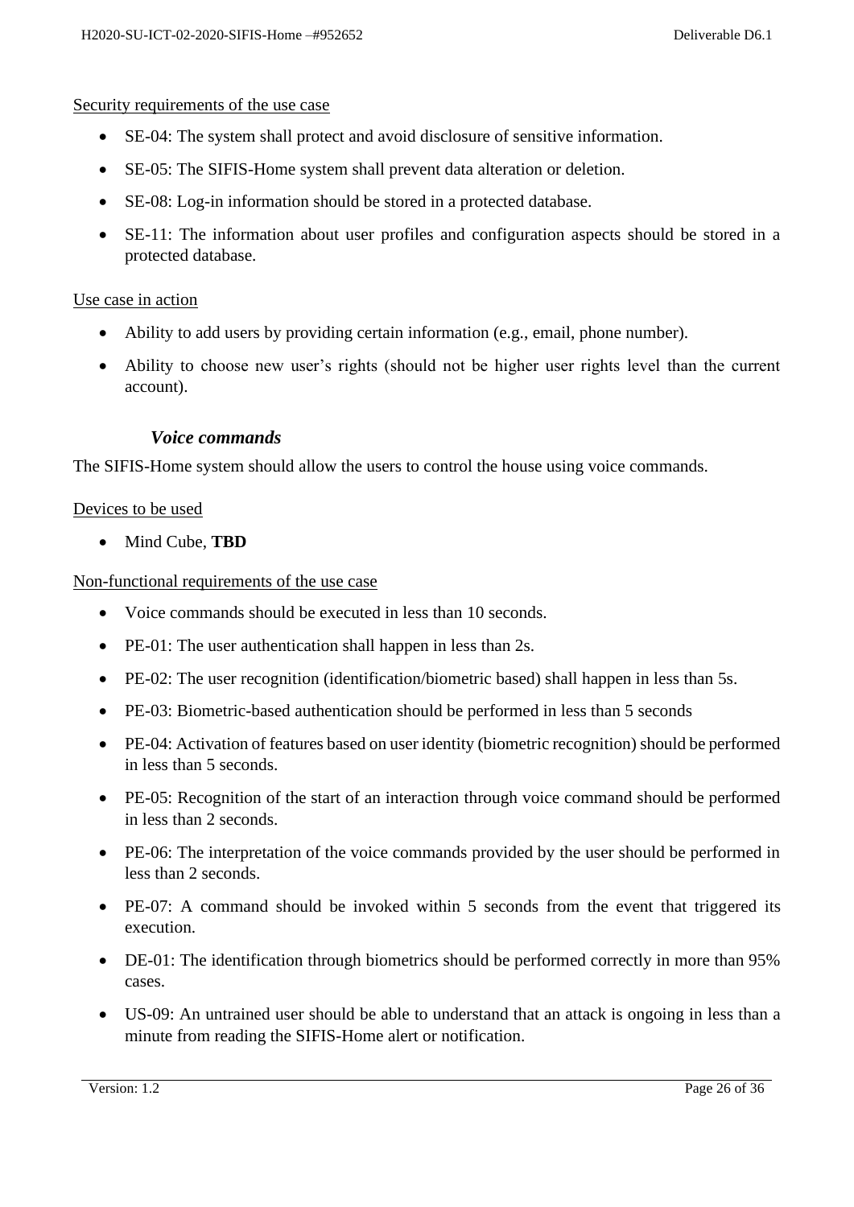Security requirements of the use case

- SE-04: The system shall protect and avoid disclosure of sensitive information.
- SE-05: The SIFIS-Home system shall prevent data alteration or deletion.
- SE-08: Log-in information should be stored in a protected database.
- SE-11: The information about user profiles and configuration aspects should be stored in a protected database.

Use case in action

- Ability to add users by providing certain information (e.g., email, phone number).
- Ability to choose new user's rights (should not be higher user rights level than the current account).

### *Voice commands*

The SIFIS-Home system should allow the users to control the house using voice commands.

Devices to be used

- Mind Cube, **TBD**

Non-functional requirements of the use case

- Voice commands should be executed in less than 10 seconds.
- PE-01: The user authentication shall happen in less than 2s.
- PE-02: The user recognition (identification/biometric based) shall happen in less than 5s.
- PE-03: Biometric-based authentication should be performed in less than 5 seconds
- PE-04: Activation of features based on user identity (biometric recognition) should be performed in less than 5 seconds.
- PE-05: Recognition of the start of an interaction through voice command should be performed in less than 2 seconds.
- PE-06: The interpretation of the voice commands provided by the user should be performed in less than 2 seconds.
- PE-07: A command should be invoked within 5 seconds from the event that triggered its execution.
- DE-01: The identification through biometrics should be performed correctly in more than 95% cases.
- US-09: An untrained user should be able to understand that an attack is ongoing in less than a minute from reading the SIFIS-Home alert or notification.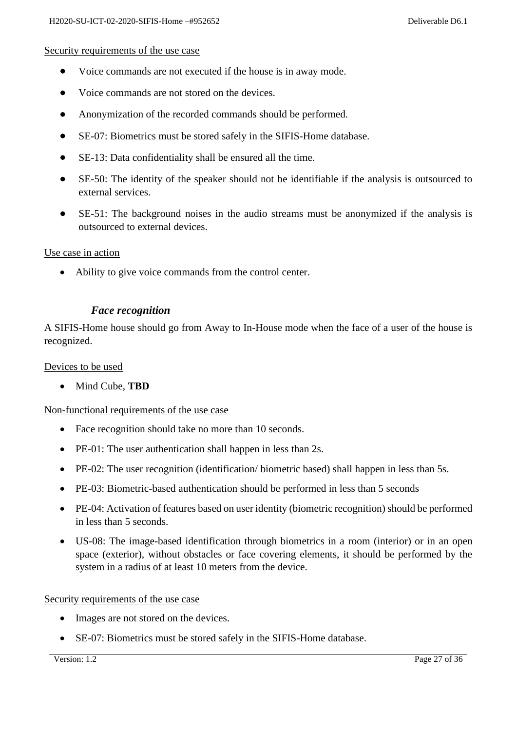Security requirements of the use case

- Voice commands are not executed if the house is in away mode.
- Voice commands are not stored on the devices.
- Anonymization of the recorded commands should be performed.
- SE-07: Biometrics must be stored safely in the SIFIS-Home database.
- SE-13: Data confidentiality shall be ensured all the time.
- SE-50: The identity of the speaker should not be identifiable if the analysis is outsourced to external services.
- SE-51: The background noises in the audio streams must be anonymized if the analysis is outsourced to external devices.

Use case in action

- Ability to give voice commands from the control center.

### *Face recognition*

A SIFIS-Home house should go from Away to In-House mode when the face of a user of the house is recognized.

Devices to be used

- Mind Cube, **TBD**

Non-functional requirements of the use case

- Face recognition should take no more than 10 seconds.
- PE-01: The user authentication shall happen in less than 2s.
- PE-02: The user recognition (identification/ biometric based) shall happen in less than 5s.
- PE-03: Biometric-based authentication should be performed in less than 5 seconds
- PE-04: Activation of features based on user identity (biometric recognition) should be performed in less than 5 seconds.
- US-08: The image-based identification through biometrics in a room (interior) or in an open space (exterior), without obstacles or face covering elements, it should be performed by the system in a radius of at least 10 meters from the device.

Security requirements of the use case

- Images are not stored on the devices.
- SE-07: Biometrics must be stored safely in the SIFIS-Home database.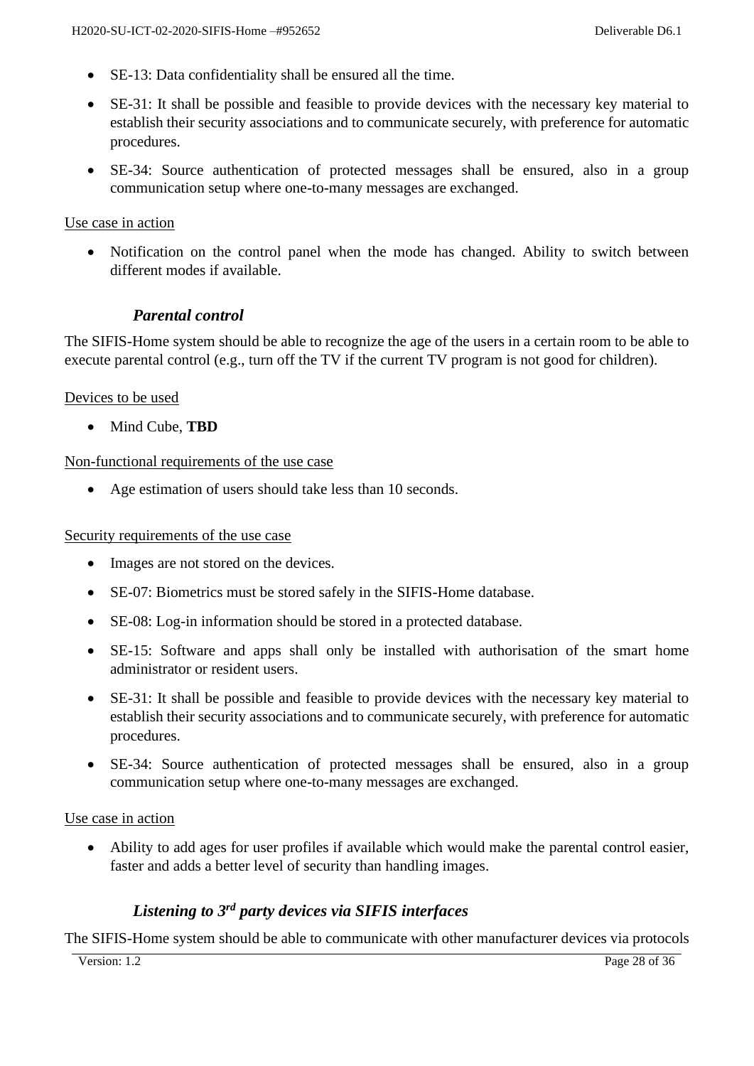- SE-13: Data confidentiality shall be ensured all the time.
- SE-31: It shall be possible and feasible to provide devices with the necessary key material to establish their security associations and to communicate securely, with preference for automatic procedures.
- SE-34: Source authentication of protected messages shall be ensured, also in a group communication setup where one-to-many messages are exchanged.

Use case in action

- Notification on the control panel when the mode has changed. Ability to switch between different modes if available.

### *Parental control*

The SIFIS-Home system should be able to recognize the age of the users in a certain room to be able to execute parental control (e.g., turn off the TV if the current TV program is not good for children).

Devices to be used

- Mind Cube, **TBD**

Non-functional requirements of the use case

- Age estimation of users should take less than 10 seconds.

Security requirements of the use case

- Images are not stored on the devices.
- SE-07: Biometrics must be stored safely in the SIFIS-Home database.
- SE-08: Log-in information should be stored in a protected database.
- SE-15: Software and apps shall only be installed with authorisation of the smart home administrator or resident users.
- SE-31: It shall be possible and feasible to provide devices with the necessary key material to establish their security associations and to communicate securely, with preference for automatic procedures.
- SE-34: Source authentication of protected messages shall be ensured, also in a group communication setup where one-to-many messages are exchanged.

Use case in action

- Ability to add ages for user profiles if available which would make the parental control easier, faster and adds a better level of security than handling images.

### *Listening to 3rd party devices via SIFIS interfaces*

The SIFIS-Home system should be able to communicate with other manufacturer devices via protocols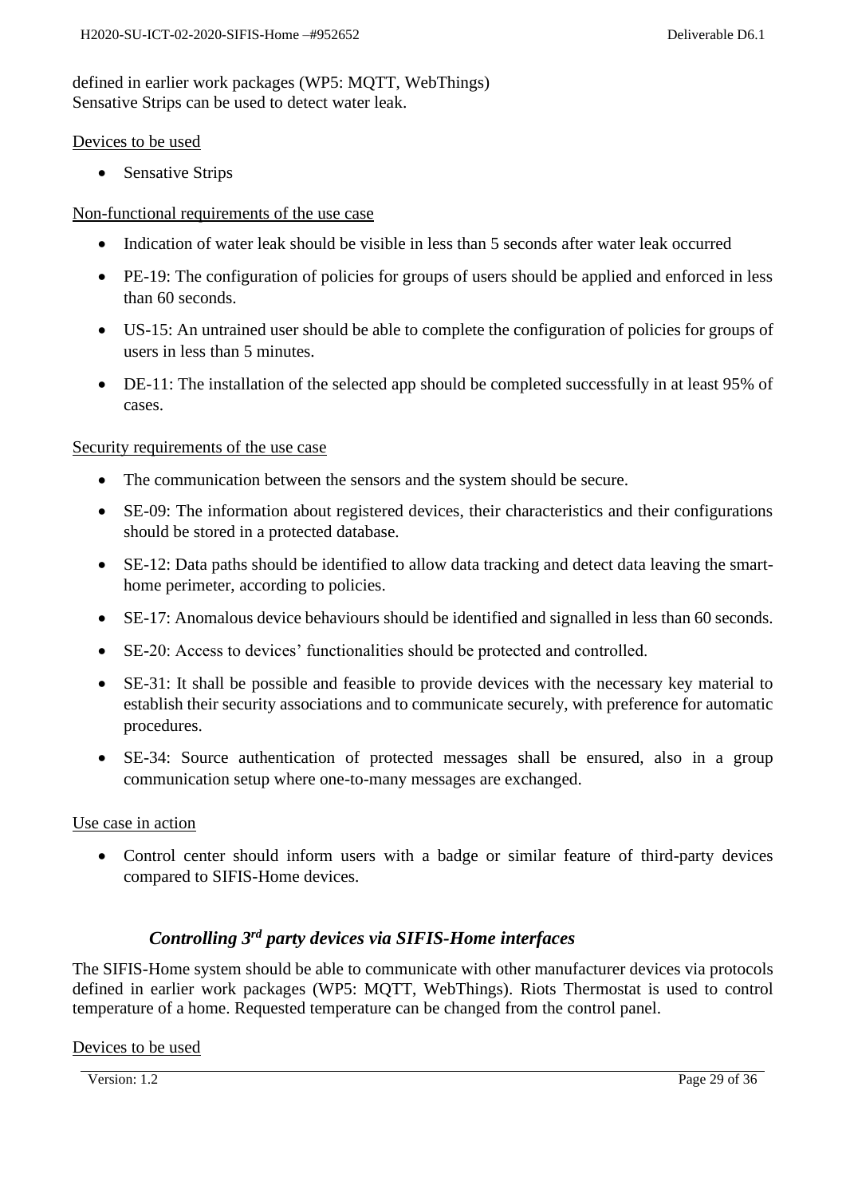defined in earlier work packages (WP5: MQTT, WebThings)
Sensative Strips can be used to detect water leak.

Devices to be used

- Sensative Strips

Non-functional requirements of the use case

- Indication of water leak should be visible in less than 5 seconds after water leak occurred
- PE-19: The configuration of policies for groups of users should be applied and enforced in less than 60 seconds.
- US-15: An untrained user should be able to complete the configuration of policies for groups of users in less than 5 minutes.
- DE-11: The installation of the selected app should be completed successfully in at least 95% of cases.

Security requirements of the use case

- The communication between the sensors and the system should be secure.
- SE-09: The information about registered devices, their characteristics and their configurations should be stored in a protected database.
- SE-12: Data paths should be identified to allow data tracking and detect data leaving the smart-home perimeter, according to policies.
- SE-17: Anomalous device behaviours should be identified and signalled in less than 60 seconds.
- SE-20: Access to devices' functionalities should be protected and controlled.
- SE-31: It shall be possible and feasible to provide devices with the necessary key material to establish their security associations and to communicate securely, with preference for automatic procedures.
- SE-34: Source authentication of protected messages shall be ensured, also in a group communication setup where one-to-many messages are exchanged.

Use case in action

- Control center should inform users with a badge or similar feature of third-party devices compared to SIFIS-Home devices.

### *Controlling 3rd party devices via SIFIS-Home interfaces*

The SIFIS-Home system should be able to communicate with other manufacturer devices via protocols defined in earlier work packages (WP5: MQTT, WebThings). Riots Thermostat is used to control temperature of a home. Requested temperature can be changed from the control panel.

Devices to be used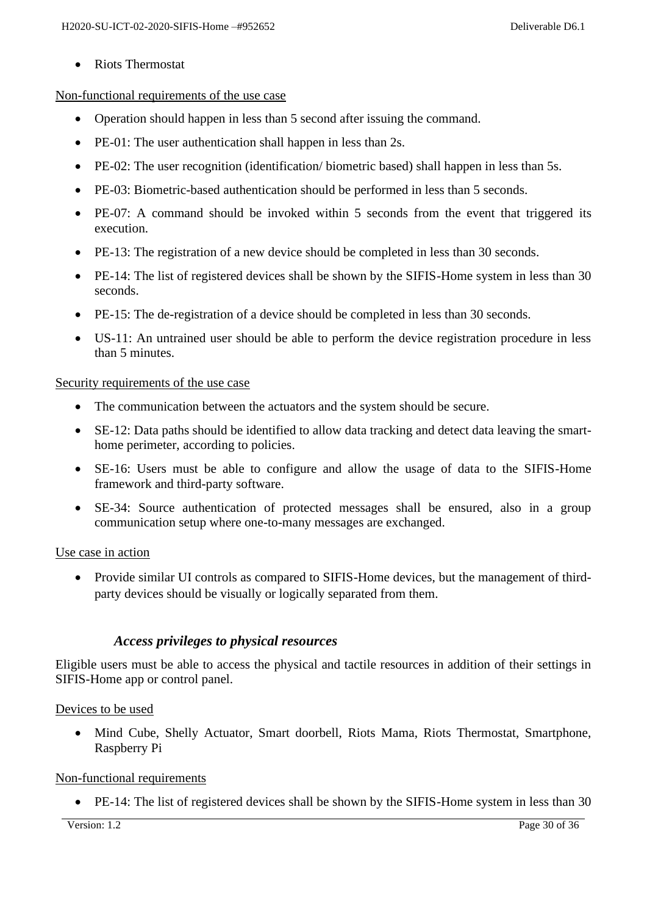- Riots Thermostat

Non-functional requirements of the use case

- Operation should happen in less than 5 second after issuing the command.
- PE-01: The user authentication shall happen in less than 2s.
- PE-02: The user recognition (identification/ biometric based) shall happen in less than 5s.
- PE-03: Biometric-based authentication should be performed in less than 5 seconds.
- PE-07: A command should be invoked within 5 seconds from the event that triggered its execution.
- PE-13: The registration of a new device should be completed in less than 30 seconds.
- PE-14: The list of registered devices shall be shown by the SIFIS-Home system in less than 30 seconds.
- PE-15: The de-registration of a device should be completed in less than 30 seconds.
- US-11: An untrained user should be able to perform the device registration procedure in less than 5 minutes.

Security requirements of the use case

- The communication between the actuators and the system should be secure.
- SE-12: Data paths should be identified to allow data tracking and detect data leaving the smart-home perimeter, according to policies.
- SE-16: Users must be able to configure and allow the usage of data to the SIFIS-Home framework and third-party software.
- SE-34: Source authentication of protected messages shall be ensured, also in a group communication setup where one-to-many messages are exchanged.

Use case in action

- Provide similar UI controls as compared to SIFIS-Home devices, but the management of third-party devices should be visually or logically separated from them.

### *Access privileges to physical resources*

Eligible users must be able to access the physical and tactile resources in addition of their settings in SIFIS-Home app or control panel.

Devices to be used

- Mind Cube, Shelly Actuator, Smart doorbell, Riots Mama, Riots Thermostat, Smartphone, Raspberry Pi

Non-functional requirements

- PE-14: The list of registered devices shall be shown by the SIFIS-Home system in less than 30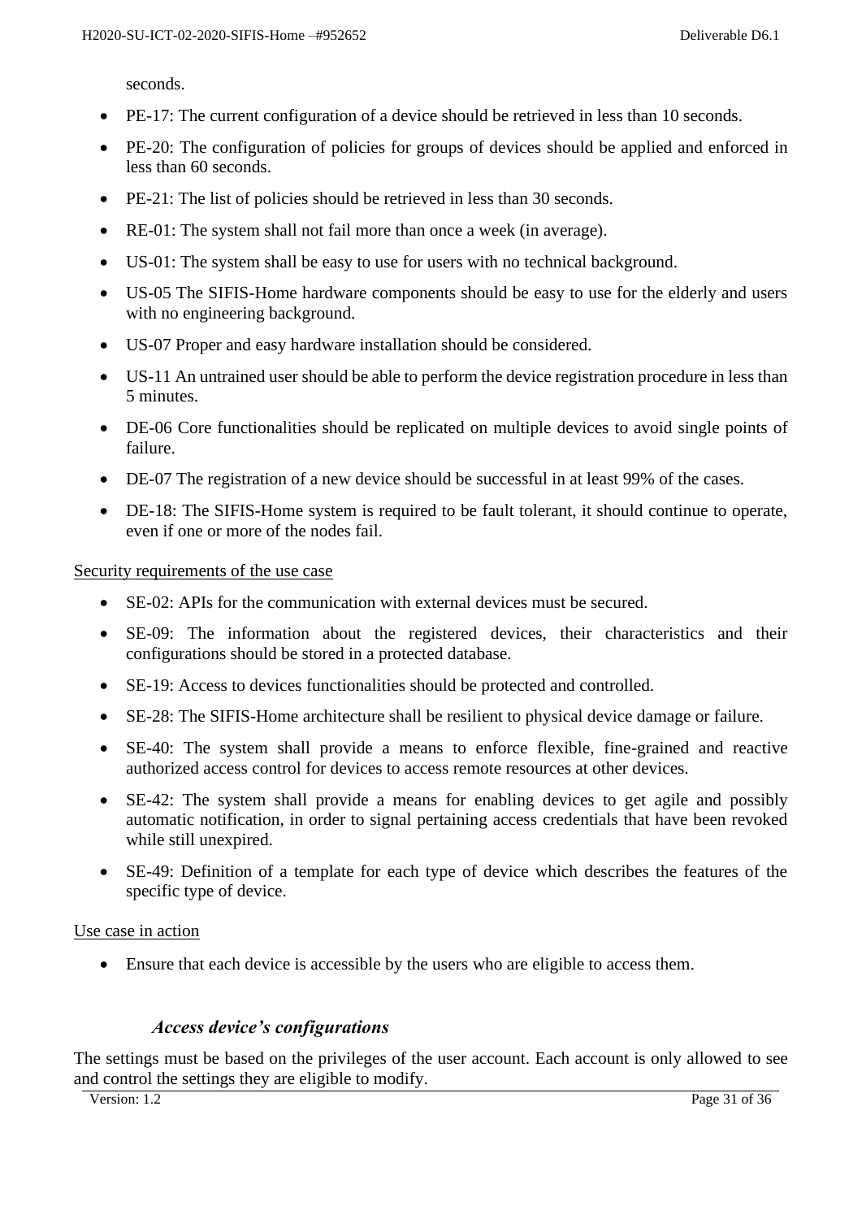seconds.

- PE-17: The current configuration of a device should be retrieved in less than 10 seconds.
- PE-20: The configuration of policies for groups of devices should be applied and enforced in less than 60 seconds.
- PE-21: The list of policies should be retrieved in less than 30 seconds.
- RE-01: The system shall not fail more than once a week (in average).
- US-01: The system shall be easy to use for users with no technical background.
- US-05 The SIFIS-Home hardware components should be easy to use for the elderly and users with no engineering background.
- US-07 Proper and easy hardware installation should be considered.
- US-11 An untrained user should be able to perform the device registration procedure in less than 5 minutes.
- DE-06 Core functionalities should be replicated on multiple devices to avoid single points of failure.
- DE-07 The registration of a new device should be successful in at least 99% of the cases.
- DE-18: The SIFIS-Home system is required to be fault tolerant, it should continue to operate, even if one or more of the nodes fail.

Security requirements of the use case

- SE-02: APIs for the communication with external devices must be secured.
- SE-09: The information about the registered devices, their characteristics and their configurations should be stored in a protected database.
- SE-19: Access to devices functionalities should be protected and controlled.
- SE-28: The SIFIS-Home architecture shall be resilient to physical device damage or failure.
- SE-40: The system shall provide a means to enforce flexible, fine-grained and reactive authorized access control for devices to access remote resources at other devices.
- SE-42: The system shall provide a means for enabling devices to get agile and possibly automatic notification, in order to signal pertaining access credentials that have been revoked while still unexpired.
- SE-49: Definition of a template for each type of device which describes the features of the specific type of device.

Use case in action

- Ensure that each device is accessible by the users who are eligible to access them.

### *Access device's configurations*

The settings must be based on the privileges of the user account. Each account is only allowed to see and control the settings they are eligible to modify.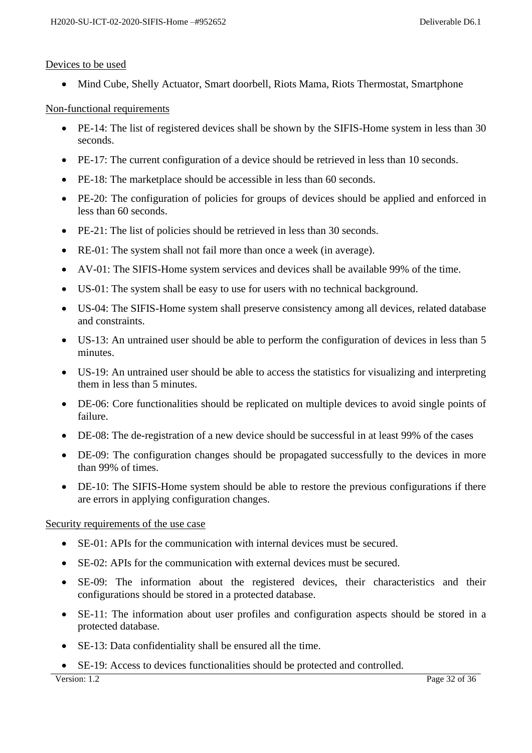Devices to be used

- Mind Cube, Shelly Actuator, Smart doorbell, Riots Mama, Riots Thermostat, Smartphone

Non-functional requirements

- PE-14: The list of registered devices shall be shown by the SIFIS-Home system in less than 30 seconds.
- PE-17: The current configuration of a device should be retrieved in less than 10 seconds.
- PE-18: The marketplace should be accessible in less than 60 seconds.
- PE-20: The configuration of policies for groups of devices should be applied and enforced in less than 60 seconds.
- PE-21: The list of policies should be retrieved in less than 30 seconds.
- RE-01: The system shall not fail more than once a week (in average).
- AV-01: The SIFIS-Home system services and devices shall be available 99% of the time.
- US-01: The system shall be easy to use for users with no technical background.
- US-04: The SIFIS-Home system shall preserve consistency among all devices, related database and constraints.
- US-13: An untrained user should be able to perform the configuration of devices in less than 5 minutes.
- US-19: An untrained user should be able to access the statistics for visualizing and interpreting them in less than 5 minutes.
- DE-06: Core functionalities should be replicated on multiple devices to avoid single points of failure.
- DE-08: The de-registration of a new device should be successful in at least 99% of the cases
- DE-09: The configuration changes should be propagated successfully to the devices in more than 99% of times.
- DE-10: The SIFIS-Home system should be able to restore the previous configurations if there are errors in applying configuration changes.

Security requirements of the use case

- SE-01: APIs for the communication with internal devices must be secured.
- SE-02: APIs for the communication with external devices must be secured.
- SE-09: The information about the registered devices, their characteristics and their configurations should be stored in a protected database.
- SE-11: The information about user profiles and configuration aspects should be stored in a protected database.
- SE-13: Data confidentiality shall be ensured all the time.
- SE-19: Access to devices functionalities should be protected and controlled.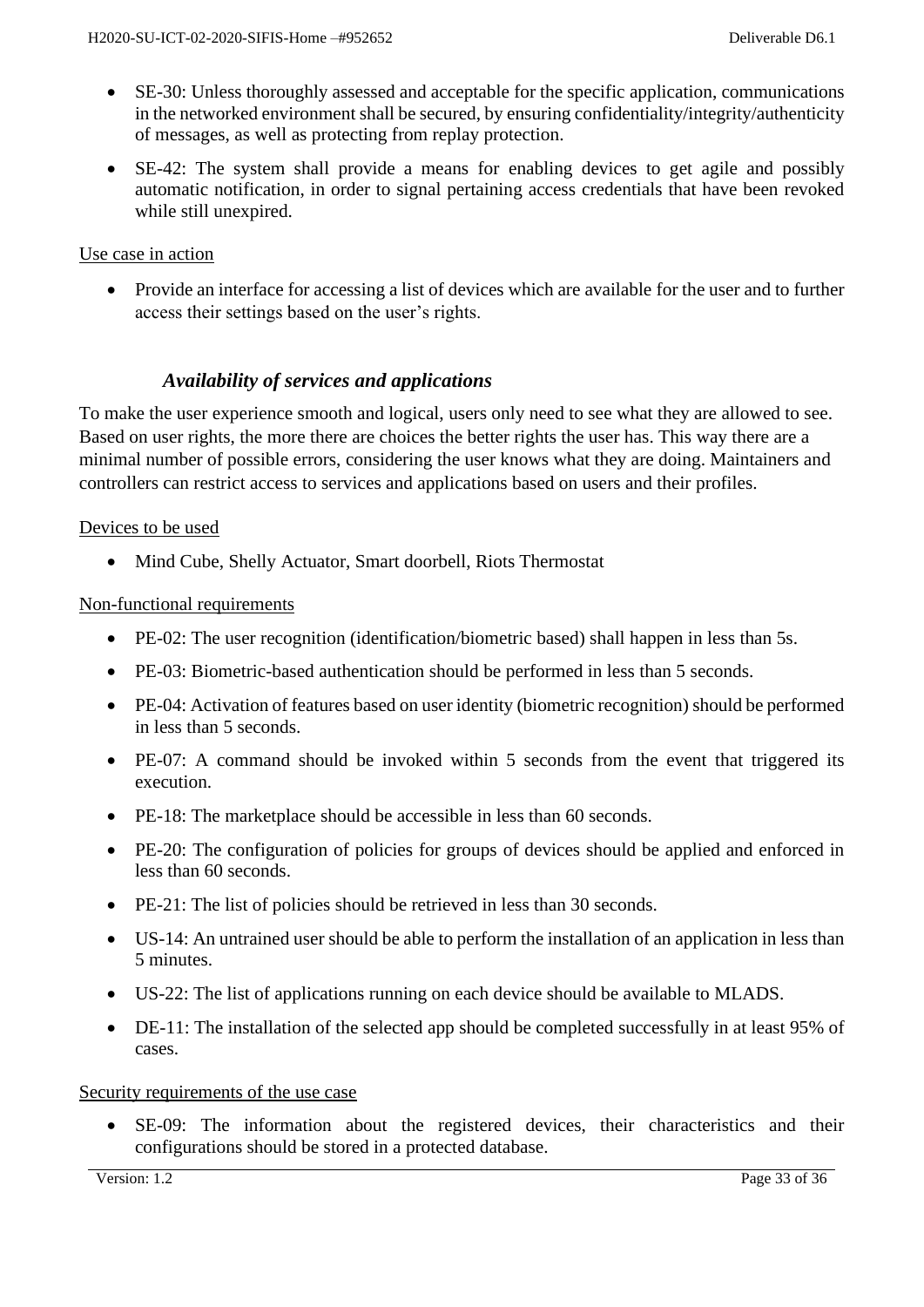- SE-30: Unless thoroughly assessed and acceptable for the specific application, communications in the networked environment shall be secured, by ensuring confidentiality/integrity/authenticity of messages, as well as protecting from replay protection.
- SE-42: The system shall provide a means for enabling devices to get agile and possibly automatic notification, in order to signal pertaining access credentials that have been revoked while still unexpired.

Use case in action

- Provide an interface for accessing a list of devices which are available for the user and to further access their settings based on the user's rights.

### *Availability of services and applications*

To make the user experience smooth and logical, users only need to see what they are allowed to see. Based on user rights, the more there are choices the better rights the user has. This way there are a minimal number of possible errors, considering the user knows what they are doing. Maintainers and controllers can restrict access to services and applications based on users and their profiles.

Devices to be used

- Mind Cube, Shelly Actuator, Smart doorbell, Riots Thermostat

Non-functional requirements

- PE-02: The user recognition (identification/biometric based) shall happen in less than 5s.
- PE-03: Biometric-based authentication should be performed in less than 5 seconds.
- PE-04: Activation of features based on user identity (biometric recognition) should be performed in less than 5 seconds.
- PE-07: A command should be invoked within 5 seconds from the event that triggered its execution.
- PE-18: The marketplace should be accessible in less than 60 seconds.
- PE-20: The configuration of policies for groups of devices should be applied and enforced in less than 60 seconds.
- PE-21: The list of policies should be retrieved in less than 30 seconds.
- US-14: An untrained user should be able to perform the installation of an application in less than 5 minutes.
- US-22: The list of applications running on each device should be available to MLADS.
- DE-11: The installation of the selected app should be completed successfully in at least 95% of cases.

Security requirements of the use case

- SE-09: The information about the registered devices, their characteristics and their configurations should be stored in a protected database.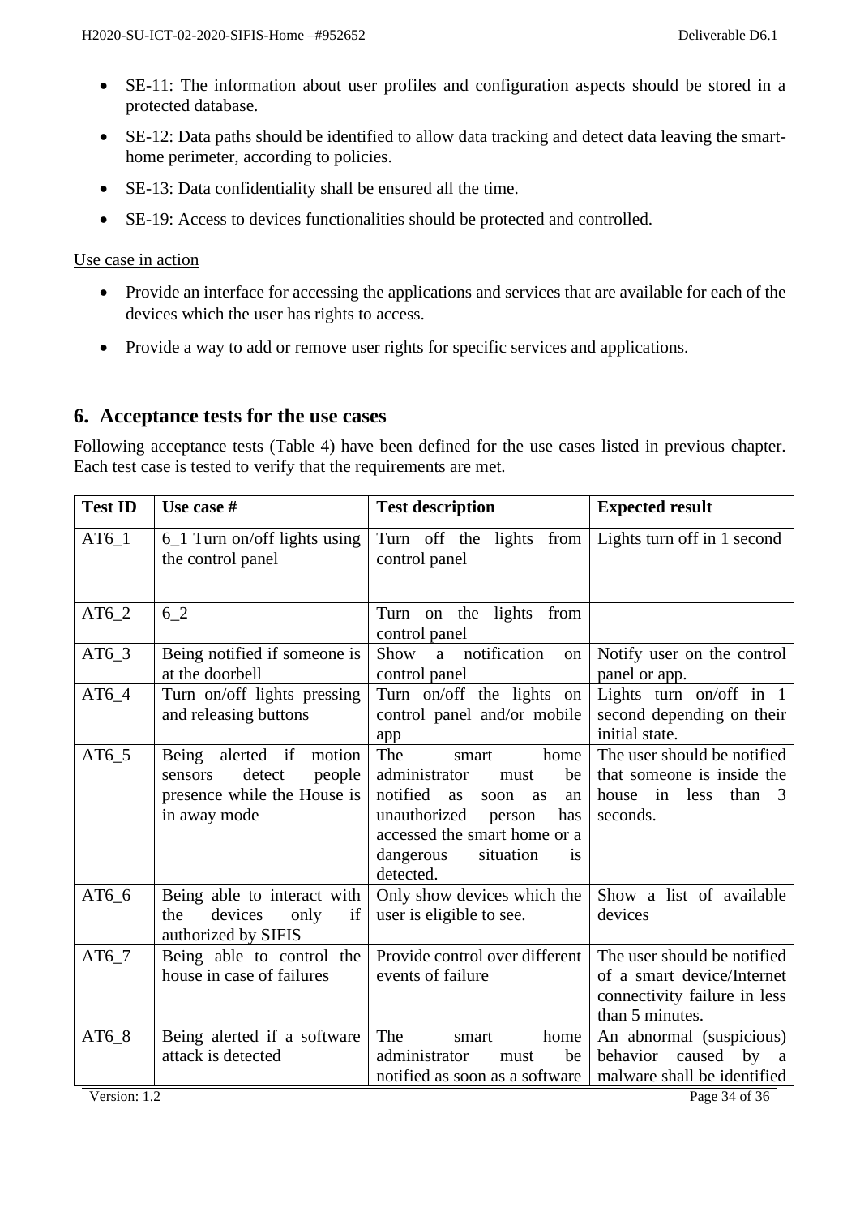- SE-11: The information about user profiles and configuration aspects should be stored in a protected database.
- SE-12: Data paths should be identified to allow data tracking and detect data leaving the smart-home perimeter, according to policies.
- SE-13: Data confidentiality shall be ensured all the time.
- SE-19: Access to devices functionalities should be protected and controlled.

Use case in action

- Provide an interface for accessing the applications and services that are available for each of the devices which the user has rights to access.
- Provide a way to add or remove user rights for specific services and applications.

# 6. Acceptance tests for the use cases

Following acceptance tests (Table 4) have been defined for the use cases listed in previous chapter. Each test case is tested to verify that the requirements are met.

| Test ID | Use case # | Test description | Expected result |
|---|---|---|---|
| AT6_1 | 6_1 Turn on/off lights using the control panel | Turn off the lights from control panel | Lights turn off in 1 second |
| AT6_2 | 6_2 | Turn on the lights from control panel | |
| AT6_3 | Being notified if someone is at the doorbell | Show a notification on control panel | Notify user on the control panel or app. |
| AT6_4 | Turn on/off lights pressing and releasing buttons | Turn on/off the lights on control panel and/or mobile app | Lights turn on/off in 1 second depending on their initial state. |
| AT6_5 | Being alerted if motion sensors detect people presence while the House is in away mode | The smart home administrator must be notified as soon as an unauthorized person has accessed the smart home or a dangerous situation is detected. | The user should be notified that someone is inside the house in less than 3 seconds. |
| AT6_6 | Being able to interact with the devices only if authorized by SIFIS | Only show devices which the user is eligible to see. | Show a list of available devices |
| AT6_7 | Being able to control the house in case of failures | Provide control over different events of failure | The user should be notified of a smart device/Internet connectivity failure in less than 5 minutes. |
| AT6_8 | Being alerted if a software attack is detected | The smart home administrator must be notified as soon as a software | An abnormal (suspicious) behavior caused by a malware shall be identified |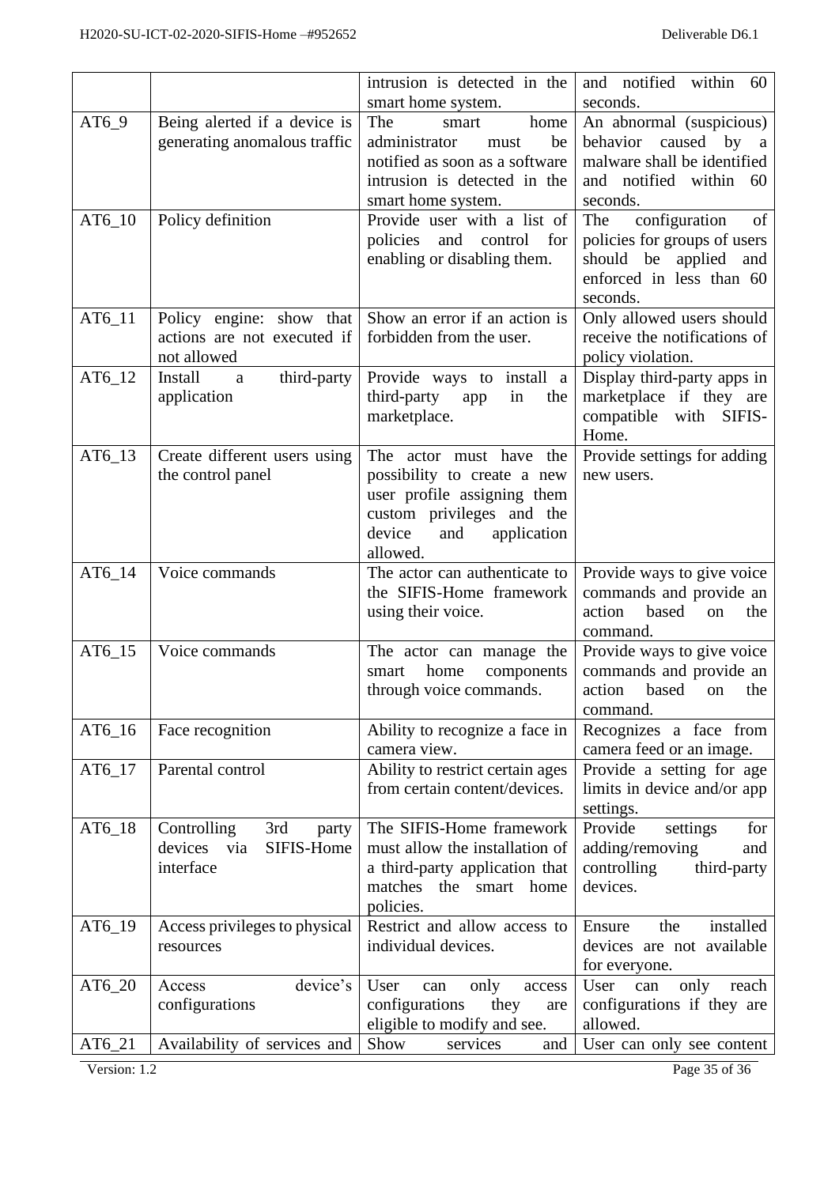| | | intrusion is detected in the smart home system. | and notified within 60 seconds. |
|---|---|---|---|
| AT6_9 | Being alerted if a device is generating anomalous traffic | The smart home administrator must be notified as soon as a software intrusion is detected in the smart home system. | An abnormal (suspicious) behavior caused by a malware shall be identified and notified within 60 seconds. |
| AT6_10 | Policy definition | Provide user with a list of policies and control for enabling or disabling them. | The configuration of policies for groups of users should be applied and enforced in less than 60 seconds. |
| AT6_11 | Policy engine: show that actions are not executed if not allowed | Show an error if an action is forbidden from the user. | Only allowed users should receive the notifications of policy violation. |
| AT6_12 | Install a third-party application | Provide ways to install a third-party app in the marketplace. | Display third-party apps in marketplace if they are compatible with SIFIS-Home. |
| AT6_13 | Create different users using the control panel | The actor must have the possibility to create a new user profile assigning them custom privileges and the device and application allowed. | Provide settings for adding new users. |
| AT6_14 | Voice commands | The actor can authenticate to the SIFIS-Home framework using their voice. | Provide ways to give voice commands and provide an action based on the command. |
| AT6_15 | Voice commands | The actor can manage the smart home components through voice commands. | Provide ways to give voice commands and provide an action based on the command. |
| AT6_16 | Face recognition | Ability to recognize a face in camera view. | Recognizes a face from camera feed or an image. |
| AT6_17 | Parental control | Ability to restrict certain ages from certain content/devices. | Provide a setting for age limits in device and/or app settings. |
| AT6_18 | Controlling 3rd party devices via SIFIS-Home interface | The SIFIS-Home framework must allow the installation of a third-party application that matches the smart home policies. | Provide settings for adding/removing and controlling third-party devices. |
| AT6_19 | Access privileges to physical resources | Restrict and allow access to individual devices. | Ensure the installed devices are not available for everyone. |
| AT6_20 | Access device's configurations | User can only access configurations they are eligible to modify and see. | User can only reach configurations if they are allowed. |
| AT6_21 | Availability of services and | Show services and | User can only see content |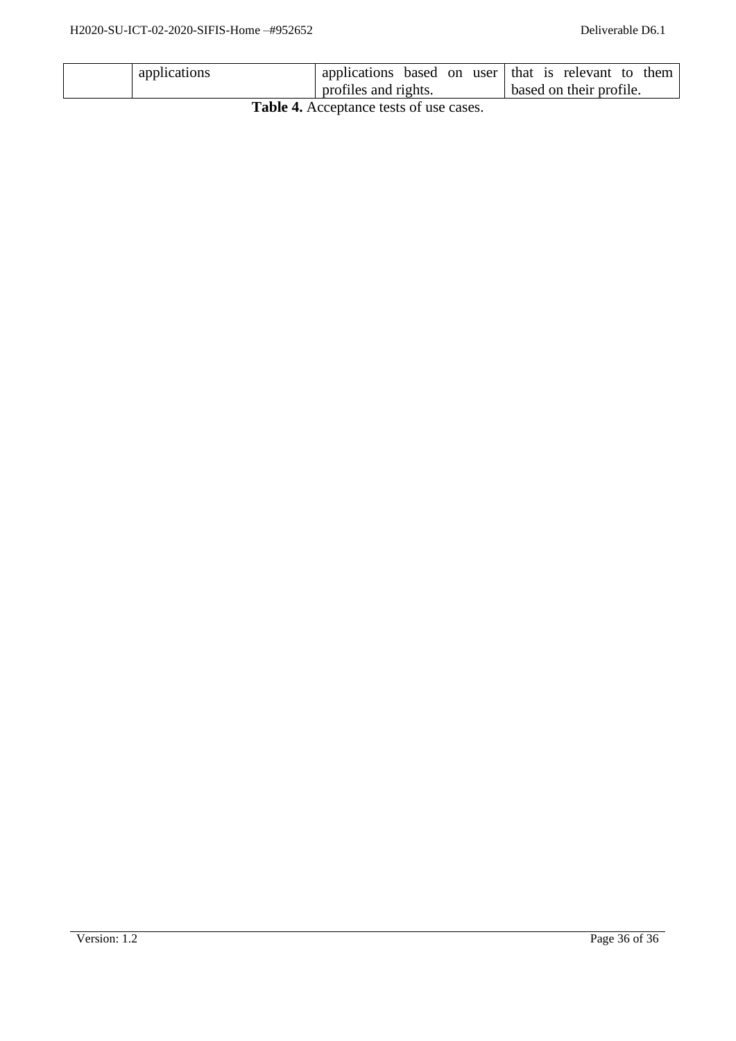| | | | |
|---|---|---|---|
| | applications | applications based on user profiles and rights. | that is relevant to them based on their profile. |

**Table 4.** Acceptance tests of use cases.